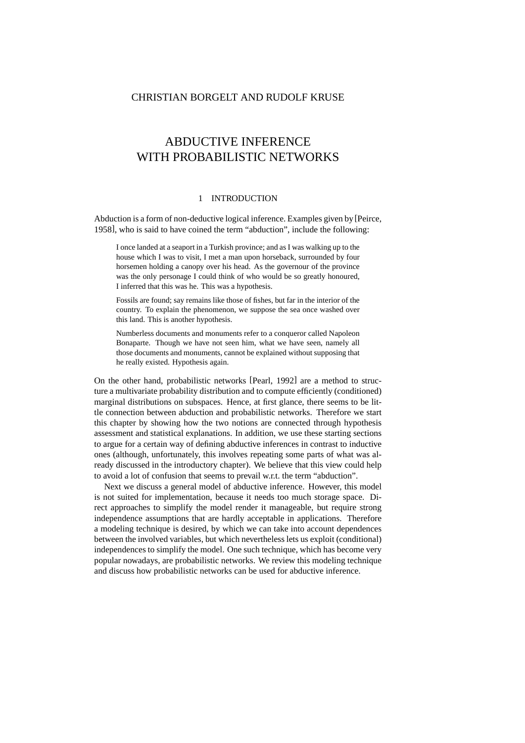CHRISTIAN BORGELT AND RUDOLF KRUSE

# ABDUCTIVE INFERENCE WITH PROBABILISTIC NETWORKS

## 1 INTRODUCTION

Abduction is a form of non-deductive logical inference. Examples given by [Peirce, 1958], who is said to have coined the term "abduction", include the following:

> I once landed at a seaport in a Turkish province; and as I was walking up to the house which I was to visit, I met a man upon horseback, surrounded by four horsemen holding a canopy over his head. As the governour of the province was the only personage I could think of who would be so greatly honoured, I inferred that this was he. This was a hypothesis.
>
> Fossils are found; say remains like those of fishes, but far in the interior of the country. To explain the phenomenon, we suppose the sea once washed over this land. This is another hypothesis.
>
> Numberless documents and monuments refer to a conqueror called Napoleon Bonaparte. Though we have not seen him, what we have seen, namely all those documents and monuments, cannot be explained without supposing that he really existed. Hypothesis again.

On the other hand, probabilistic networks [Pearl, 1992] are a method to structure a multivariate probability distribution and to compute efficiently (conditioned) marginal distributions on subspaces. Hence, at first glance, there seems to be little connection between abduction and probabilistic networks. Therefore we start this chapter by showing how the two notions are connected through hypothesis assessment and statistical explanations. In addition, we use these starting sections to argue for a certain way of defining abductive inferences in contrast to inductive ones (although, unfortunately, this involves repeating some parts of what was already discussed in the introductory chapter). We believe that this view could help to avoid a lot of confusion that seems to prevail w.r.t. the term "abduction".

Next we discuss a general model of abductive inference. However, this model is not suited for implementation, because it needs too much storage space. Direct approaches to simplify the model render it manageable, but require strong independence assumptions that are hardly acceptable in applications. Therefore a modeling technique is desired, by which we can take into account dependences between the involved variables, but which nevertheless lets us exploit (conditional) independences to simplify the model. One such technique, which has become very popular nowadays, are probabilistic networks. We review this modeling technique and discuss how probabilistic networks can be used for abductive inference.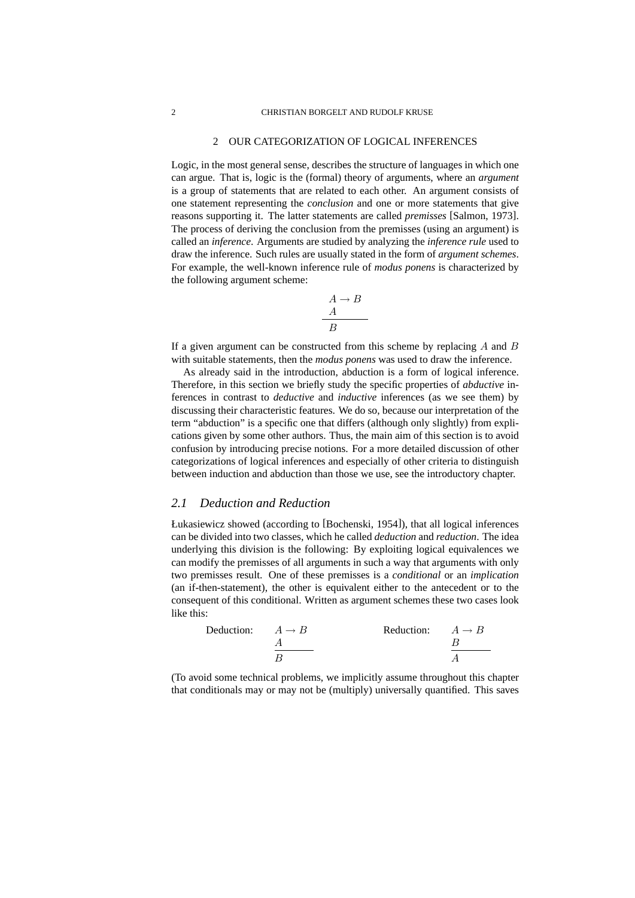## 2 OUR CATEGORIZATION OF LOGICAL INFERENCES

Logic, in the most general sense, describes the structure of languages in which one can argue. That is, logic is the (formal) theory of arguments, where an *argument* is a group of statements that are related to each other. An argument consists of one statement representing the *conclusion* and one or more statements that give reasons supporting it. The latter statements are called *premisses* [Salmon, 1973]. The process of deriving the conclusion from the premisses (using an argument) is called an *inference*. Arguments are studied by analyzing the *inference rule* used to draw the inference. Such rules are usually stated in the form of *argument schemes*. For example, the well-known inference rule of *modus ponens* is characterized by the following argument scheme:

$$\begin{array}{l} A \rightarrow B \\ A \\ \hline B \end{array}$$

If a given argument can be constructed from this scheme by replacing $A$ and $B$ with suitable statements, then the *modus ponens* was used to draw the inference.

As already said in the introduction, abduction is a form of logical inference. Therefore, in this section we briefly study the specific properties of *abductive* inferences in contrast to *deductive* and *inductive* inferences (as we see them) by discussing their characteristic features. We do so, because our interpretation of the term "abduction" is a specific one that differs (although only slightly) from explications given by some other authors. Thus, the main aim of this section is to avoid confusion by introducing precise notions. For a more detailed discussion of other categorizations of logical inferences and especially of other criteria to distinguish between induction and abduction than those we use, see the introductory chapter.

### 2.1 Deduction and Reduction

Łukasiewicz showed (according to [Bochenski, 1954]), that all logical inferences can be divided into two classes, which he called *deduction* and *reduction*. The idea underlying this division is the following: By exploiting logical equivalences we can modify the premisses of all arguments in such a way that arguments with only two premisses result. One of these premisses is a *conditional* or an *implication* (an if-then-statement), the other is equivalent either to the antecedent or to the consequent of this conditional. Written as argument schemes these two cases look like this:

$$\text{Deduction:} \quad \begin{array}{l} A \rightarrow B \\ A \\ \hline B \end{array} \qquad\qquad \text{Reduction:} \quad \begin{array}{l} A \rightarrow B \\ B \\ \hline A \end{array}$$

(To avoid some technical problems, we implicitly assume throughout this chapter that conditionals may or may not be (multiply) universally quantified. This saves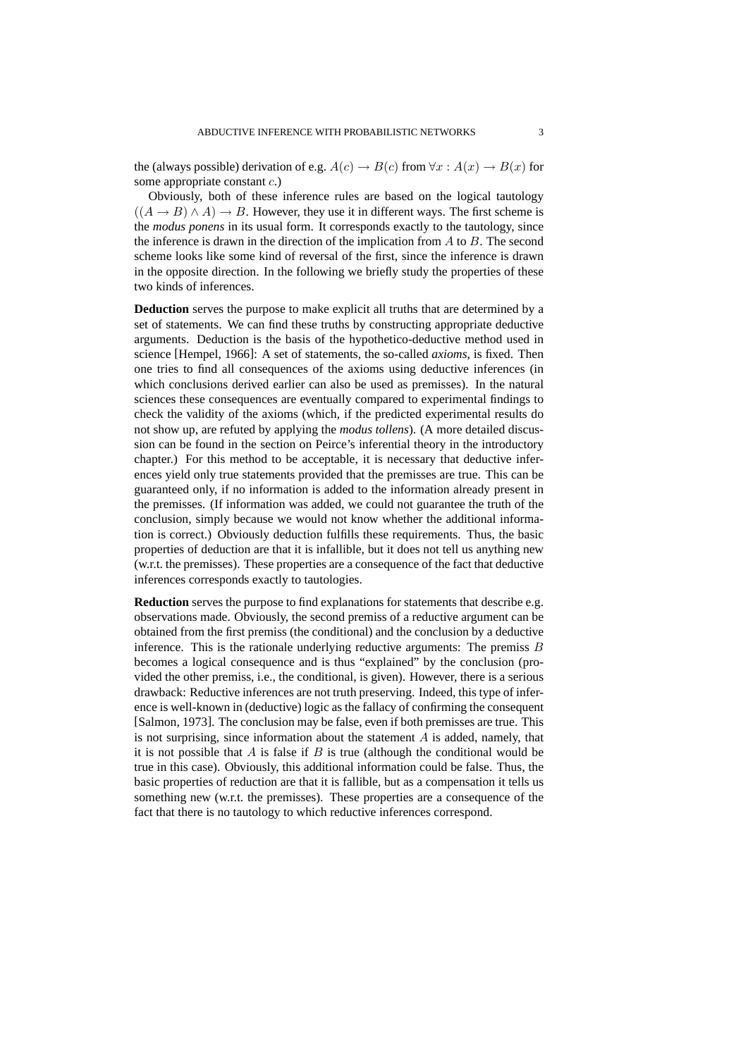the (always possible) derivation of e.g. $A(c) \rightarrow B(c)$ from $\forall x : A(x) \rightarrow B(x)$ for some appropriate constant $c$.)

Obviously, both of these inference rules are based on the logical tautology $((A \rightarrow B) \wedge A) \rightarrow B$. However, they use it in different ways. The first scheme is the *modus ponens* in its usual form. It corresponds exactly to the tautology, since the inference is drawn in the direction of the implication from $A$ to $B$. The second scheme looks like some kind of reversal of the first, since the inference is drawn in the opposite direction. In the following we briefly study the properties of these two kinds of inferences.

**Deduction** serves the purpose to make explicit all truths that are determined by a set of statements. We can find these truths by constructing appropriate deductive arguments. Deduction is the basis of the hypothetico-deductive method used in science [Hempel, 1966]: A set of statements, the so-called *axioms*, is fixed. Then one tries to find all consequences of the axioms using deductive inferences (in which conclusions derived earlier can also be used as premisses). In the natural sciences these consequences are eventually compared to experimental findings to check the validity of the axioms (which, if the predicted experimental results do not show up, are refuted by applying the *modus tollens*). (A more detailed discussion can be found in the section on Peirce's inferential theory in the introductory chapter.) For this method to be acceptable, it is necessary that deductive inferences yield only true statements provided that the premisses are true. This can be guaranteed only, if no information is added to the information already present in the premisses. (If information was added, we could not guarantee the truth of the conclusion, simply because we would not know whether the additional information is correct.) Obviously deduction fulfills these requirements. Thus, the basic properties of deduction are that it is infallible, but it does not tell us anything new (w.r.t. the premisses). These properties are a consequence of the fact that deductive inferences corresponds exactly to tautologies.

**Reduction** serves the purpose to find explanations for statements that describe e.g. observations made. Obviously, the second premiss of a reductive argument can be obtained from the first premiss (the conditional) and the conclusion by a deductive inference. This is the rationale underlying reductive arguments: The premiss $B$ becomes a logical consequence and is thus "explained" by the conclusion (provided the other premiss, i.e., the conditional, is given). However, there is a serious drawback: Reductive inferences are not truth preserving. Indeed, this type of inference is well-known in (deductive) logic as the fallacy of confirming the consequent [Salmon, 1973]. The conclusion may be false, even if both premisses are true. This is not surprising, since information about the statement $A$ is added, namely, that it is not possible that $A$ is false if $B$ is true (although the conditional would be true in this case). Obviously, this additional information could be false. Thus, the basic properties of reduction are that it is fallible, but as a compensation it tells us something new (w.r.t. the premisses). These properties are a consequence of the fact that there is no tautology to which reductive inferences correspond.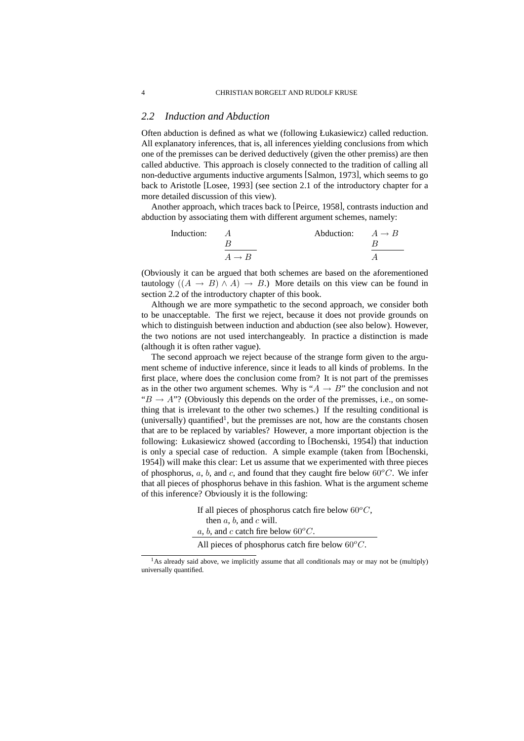## 2.2 Induction and Abduction

Often abduction is defined as what we (following Łukasiewicz) called reduction. All explanatory inferences, that is, all inferences yielding conclusions from which one of the premisses can be derived deductively (given the other premiss) are then called abductive. This approach is closely connected to the tradition of calling all non-deductive arguments inductive arguments [Salmon, 1973], which seems to go back to Aristotle [Losee, 1993] (see section 2.1 of the introductory chapter for a more detailed discussion of this view).

Another approach, which traces back to [Peirce, 1958], contrasts induction and abduction by associating them with different argument schemes, namely:

$$\text{Induction:} \quad \frac{\begin{array}{c} A \\ B \end{array}}{A \rightarrow B} \qquad\qquad \text{Abduction:} \quad \frac{\begin{array}{c} A \rightarrow B \\ B \end{array}}{A}$$

(Obviously it can be argued that both schemes are based on the aforementioned tautology $((A \rightarrow B) \wedge A) \rightarrow B$.) More details on this view can be found in section 2.2 of the introductory chapter of this book.

Although we are more sympathetic to the second approach, we consider both to be unacceptable. The first we reject, because it does not provide grounds on which to distinguish between induction and abduction (see also below). However, the two notions are not used interchangeably. In practice a distinction is made (although it is often rather vague).

The second approach we reject because of the strange form given to the argument scheme of inductive inference, since it leads to all kinds of problems. In the first place, where does the conclusion come from? It is not part of the premisses as in the other two argument schemes. Why is "$A \rightarrow B$" the conclusion and not "$B \rightarrow A$"? (Obviously this depends on the order of the premisses, i.e., on something that is irrelevant to the other two schemes.) If the resulting conditional is (universally) quantified[1], but the premisses are not, how are the constants chosen that are to be replaced by variables? However, a more important objection is the following: Łukasiewicz showed (according to [Bochenski, 1954]) that induction is only a special case of reduction. A simple example (taken from [Bochenski, 1954]) will make this clear: Let us assume that we experimented with three pieces of phosphorus, $a$, $b$, and $c$, and found that they caught fire below $60^oC$. We infer that all pieces of phosphorus behave in this fashion. What is the argument scheme of this inference? Obviously it is the following:

If all pieces of phosphorus catch fire below $60^oC$,
  then $a$, $b$, and $c$ will.
$a$, $b$, and $c$ catch fire below $60^oC$.

---

All pieces of phosphorus catch fire below $60^oC$.

[1] As already said above, we implicitly assume that all conditionals may or may not be (multiply) universally quantified.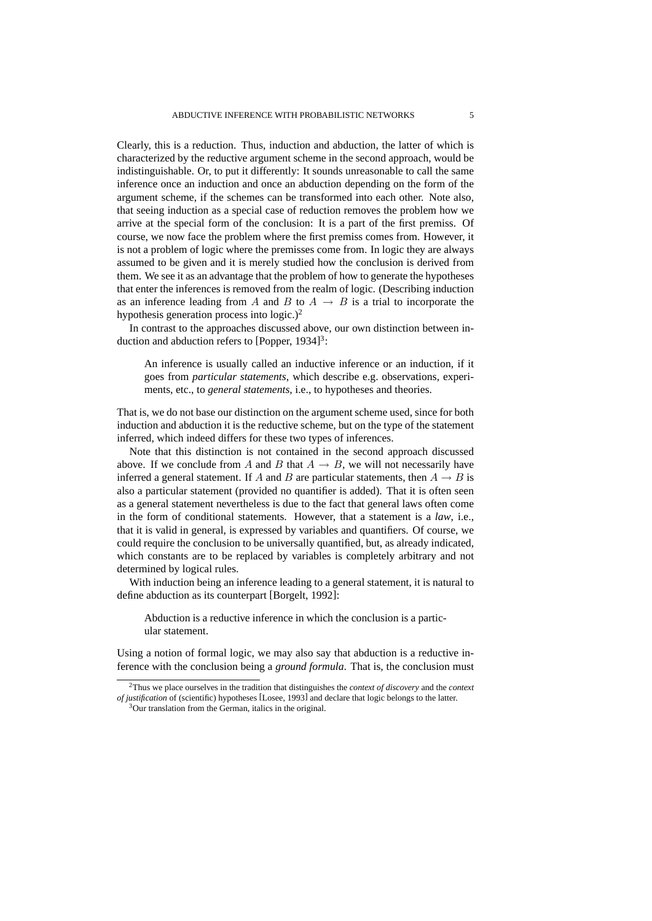Clearly, this is a reduction. Thus, induction and abduction, the latter of which is characterized by the reductive argument scheme in the second approach, would be indistinguishable. Or, to put it differently: It sounds unreasonable to call the same inference once an induction and once an abduction depending on the form of the argument scheme, if the schemes can be transformed into each other. Note also, that seeing induction as a special case of reduction removes the problem how we arrive at the special form of the conclusion: It is a part of the first premiss. Of course, we now face the problem where the first premiss comes from. However, it is not a problem of logic where the premisses come from. In logic they are always assumed to be given and it is merely studied how the conclusion is derived from them. We see it as an advantage that the problem of how to generate the hypotheses that enter the inferences is removed from the realm of logic. (Describing induction as an inference leading from $A$ and $B$ to $A \rightarrow B$ is a trial to incorporate the hypothesis generation process into logic.)[2]

In contrast to the approaches discussed above, our own distinction between induction and abduction refers to [Popper, 1934][3]:

> An inference is usually called an inductive inference or an induction, if it goes from *particular statements*, which describe e.g. observations, experiments, etc., to *general statements*, i.e., to hypotheses and theories.

That is, we do not base our distinction on the argument scheme used, since for both induction and abduction it is the reductive scheme, but on the type of the statement inferred, which indeed differs for these two types of inferences.

Note that this distinction is not contained in the second approach discussed above. If we conclude from $A$ and $B$ that $A \rightarrow B$, we will not necessarily have inferred a general statement. If $A$ and $B$ are particular statements, then $A \rightarrow B$ is also a particular statement (provided no quantifier is added). That it is often seen as a general statement nevertheless is due to the fact that general laws often come in the form of conditional statements. However, that a statement is a *law*, i.e., that it is valid in general, is expressed by variables and quantifiers. Of course, we could require the conclusion to be universally quantified, but, as already indicated, which constants are to be replaced by variables is completely arbitrary and not determined by logical rules.

With induction being an inference leading to a general statement, it is natural to define abduction as its counterpart [Borgelt, 1992]:

> Abduction is a reductive inference in which the conclusion is a particular statement.

Using a notion of formal logic, we may also say that abduction is a reductive inference with the conclusion being a *ground formula*. That is, the conclusion must

---

[2] Thus we place ourselves in the tradition that distinguishes the *context of discovery* and the *context of justification* of (scientific) hypotheses [Losee, 1993] and declare that logic belongs to the latter.

[3] Our translation from the German, italics in the original.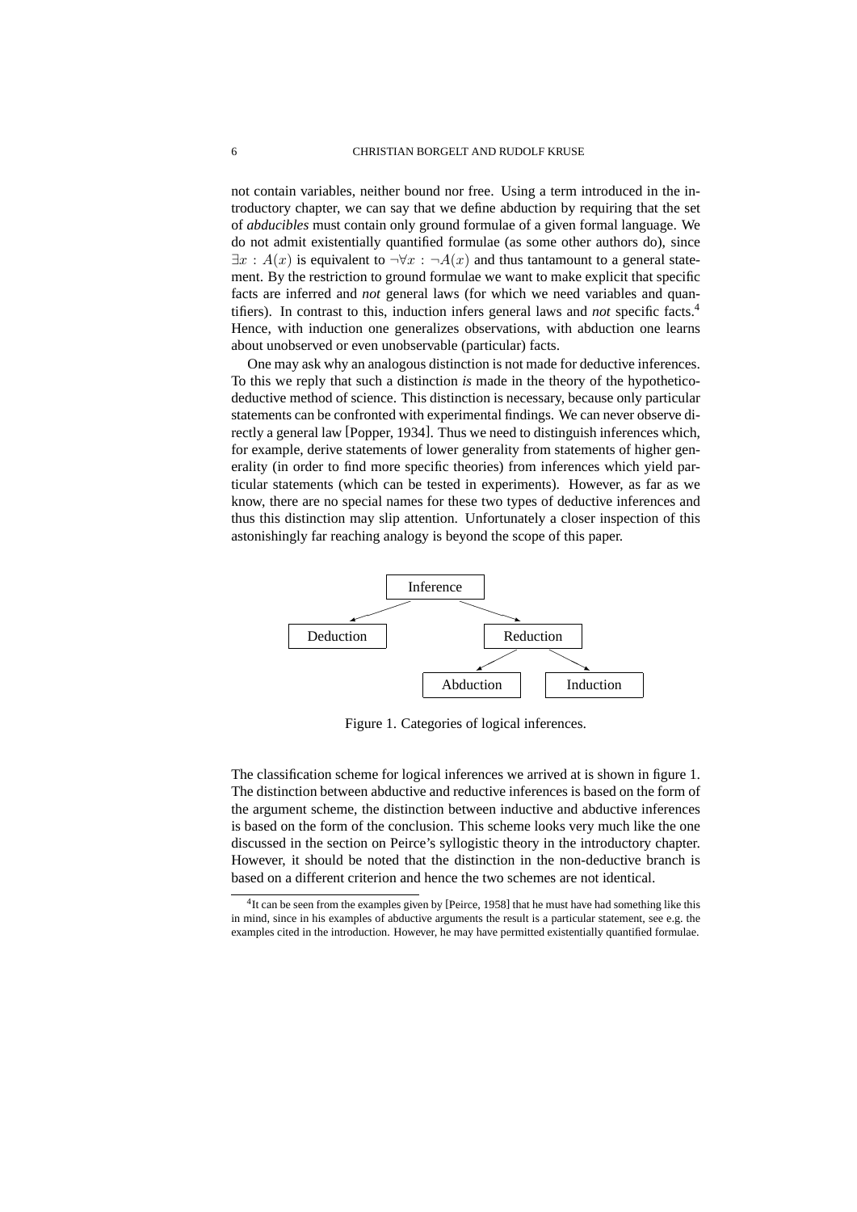not contain variables, neither bound nor free. Using a term introduced in the introductory chapter, we can say that we define abduction by requiring that the set of *abducibles* must contain only ground formulae of a given formal language. We do not admit existentially quantified formulae (as some other authors do), since $\exists x : A(x)$ is equivalent to $\neg\forall x : \neg A(x)$ and thus tantamount to a general statement. By the restriction to ground formulae we want to make explicit that specific facts are inferred and *not* general laws (for which we need variables and quantifiers). In contrast to this, induction infers general laws and *not* specific facts.[4] Hence, with induction one generalizes observations, with abduction one learns about unobserved or even unobservable (particular) facts.

One may ask why an analogous distinction is not made for deductive inferences. To this we reply that such a distinction *is* made in the theory of the hypothetico-deductive method of science. This distinction is necessary, because only particular statements can be confronted with experimental findings. We can never observe directly a general law [Popper, 1934]. Thus we need to distinguish inferences which, for example, derive statements of lower generality from statements of higher generality (in order to find more specific theories) from inferences which yield particular statements (which can be tested in experiments). However, as far as we know, there are no special names for these two types of deductive inferences and thus this distinction may slip attention. Unfortunately a closer inspection of this astonishingly far reaching analogy is beyond the scope of this paper.

Inference

Deduction

Reduction

Abduction

Induction

Figure 1. Categories of logical inferences.

The classification scheme for logical inferences we arrived at is shown in figure 1. The distinction between abductive and reductive inferences is based on the form of the argument scheme, the distinction between inductive and abductive inferences is based on the form of the conclusion. This scheme looks very much like the one discussed in the section on Peirce's syllogistic theory in the introductory chapter. However, it should be noted that the distinction in the non-deductive branch is based on a different criterion and hence the two schemes are not identical.

[4] It can be seen from the examples given by [Peirce, 1958] that he must have had something like this in mind, since in his examples of abductive arguments the result is a particular statement, see e.g. the examples cited in the introduction. However, he may have permitted existentially quantified formulae.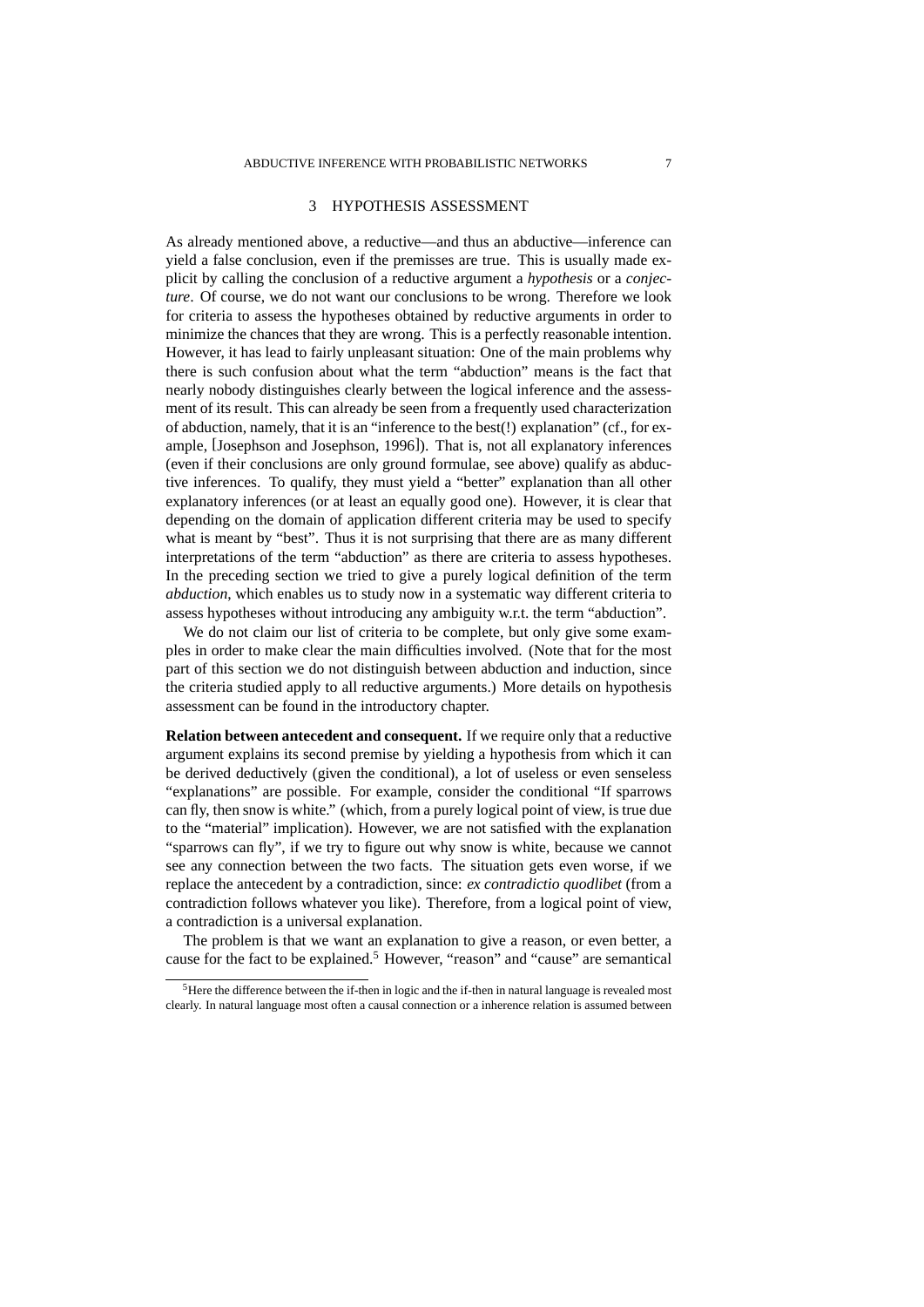## 3 HYPOTHESIS ASSESSMENT

As already mentioned above, a reductive—and thus an abductive—inference can yield a false conclusion, even if the premisses are true. This is usually made explicit by calling the conclusion of a reductive argument a *hypothesis* or a *conjecture*. Of course, we do not want our conclusions to be wrong. Therefore we look for criteria to assess the hypotheses obtained by reductive arguments in order to minimize the chances that they are wrong. This is a perfectly reasonable intention. However, it has lead to fairly unpleasant situation: One of the main problems why there is such confusion about what the term "abduction" means is the fact that nearly nobody distinguishes clearly between the logical inference and the assessment of its result. This can already be seen from a frequently used characterization of abduction, namely, that it is an "inference to the best(!) explanation" (cf., for example, [Josephson and Josephson, 1996]). That is, not all explanatory inferences (even if their conclusions are only ground formulae, see above) qualify as abductive inferences. To qualify, they must yield a "better" explanation than all other explanatory inferences (or at least an equally good one). However, it is clear that depending on the domain of application different criteria may be used to specify what is meant by "best". Thus it is not surprising that there are as many different interpretations of the term "abduction" as there are criteria to assess hypotheses. In the preceding section we tried to give a purely logical definition of the term *abduction*, which enables us to study now in a systematic way different criteria to assess hypotheses without introducing any ambiguity w.r.t. the term "abduction".

We do not claim our list of criteria to be complete, but only give some examples in order to make clear the main difficulties involved. (Note that for the most part of this section we do not distinguish between abduction and induction, since the criteria studied apply to all reductive arguments.) More details on hypothesis assessment can be found in the introductory chapter.

**Relation between antecedent and consequent.** If we require only that a reductive argument explains its second premise by yielding a hypothesis from which it can be derived deductively (given the conditional), a lot of useless or even senseless "explanations" are possible. For example, consider the conditional "If sparrows can fly, then snow is white." (which, from a purely logical point of view, is true due to the "material" implication). However, we are not satisfied with the explanation "sparrows can fly", if we try to figure out why snow is white, because we cannot see any connection between the two facts. The situation gets even worse, if we replace the antecedent by a contradiction, since: *ex contradictio quodlibet* (from a contradiction follows whatever you like). Therefore, from a logical point of view, a contradiction is a universal explanation.

The problem is that we want an explanation to give a reason, or even better, a cause for the fact to be explained.[5] However, "reason" and "cause" are semantical

[5] Here the difference between the if-then in logic and the if-then in natural language is revealed most clearly. In natural language most often a causal connection or a inherence relation is assumed between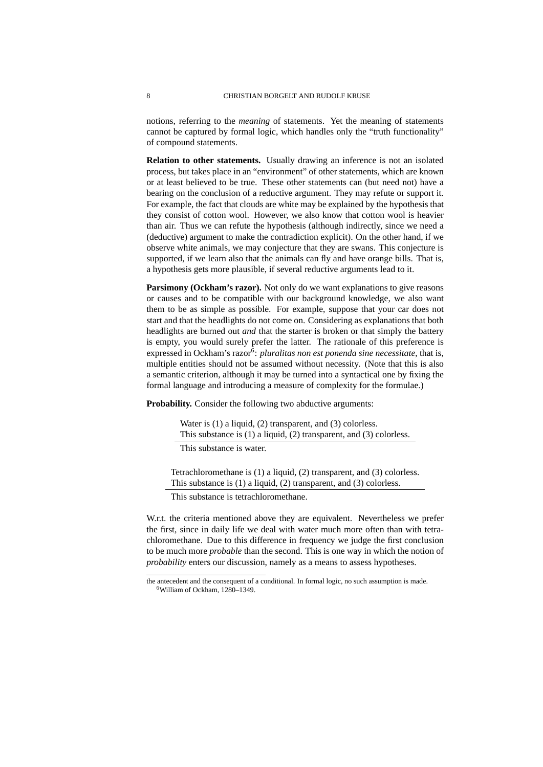notions, referring to the *meaning* of statements. Yet the meaning of statements cannot be captured by formal logic, which handles only the "truth functionality" of compound statements.

**Relation to other statements.** Usually drawing an inference is not an isolated process, but takes place in an "environment" of other statements, which are known or at least believed to be true. These other statements can (but need not) have a bearing on the conclusion of a reductive argument. They may refute or support it. For example, the fact that clouds are white may be explained by the hypothesis that they consist of cotton wool. However, we also know that cotton wool is heavier than air. Thus we can refute the hypothesis (although indirectly, since we need a (deductive) argument to make the contradiction explicit). On the other hand, if we observe white animals, we may conjecture that they are swans. This conjecture is supported, if we learn also that the animals can fly and have orange bills. That is, a hypothesis gets more plausible, if several reductive arguments lead to it.

**Parsimony (Ockham's razor).** Not only do we want explanations to give reasons or causes and to be compatible with our background knowledge, we also want them to be as simple as possible. For example, suppose that your car does not start and that the headlights do not come on. Considering as explanations that both headlights are burned out *and* that the starter is broken or that simply the battery is empty, you would surely prefer the latter. The rationale of this preference is expressed in Ockham's razor[6]: *pluralitas non est ponenda sine necessitate*, that is, multiple entities should not be assumed without necessity. (Note that this is also a semantic criterion, although it may be turned into a syntactical one by fixing the formal language and introducing a measure of complexity for the formulae.)

**Probability.** Consider the following two abductive arguments:

> Water is (1) a liquid, (2) transparent, and (3) colorless.
> This substance is (1) a liquid, (2) transparent, and (3) colorless.
> ―――――――――――――――――――――――――――――
> This substance is water.

> Tetrachloromethane is (1) a liquid, (2) transparent, and (3) colorless.
> This substance is (1) a liquid, (2) transparent, and (3) colorless.
> ―――――――――――――――――――――――――――――
> This substance is tetrachloromethane.

W.r.t. the criteria mentioned above they are equivalent. Nevertheless we prefer the first, since in daily life we deal with water much more often than with tetrachloromethane. Due to this difference in frequency we judge the first conclusion to be much more *probable* than the second. This is one way in which the notion of *probability* enters our discussion, namely as a means to assess hypotheses.

---

the antecedent and the consequent of a conditional. In formal logic, no such assumption is made.

[6] William of Ockham, 1280–1349.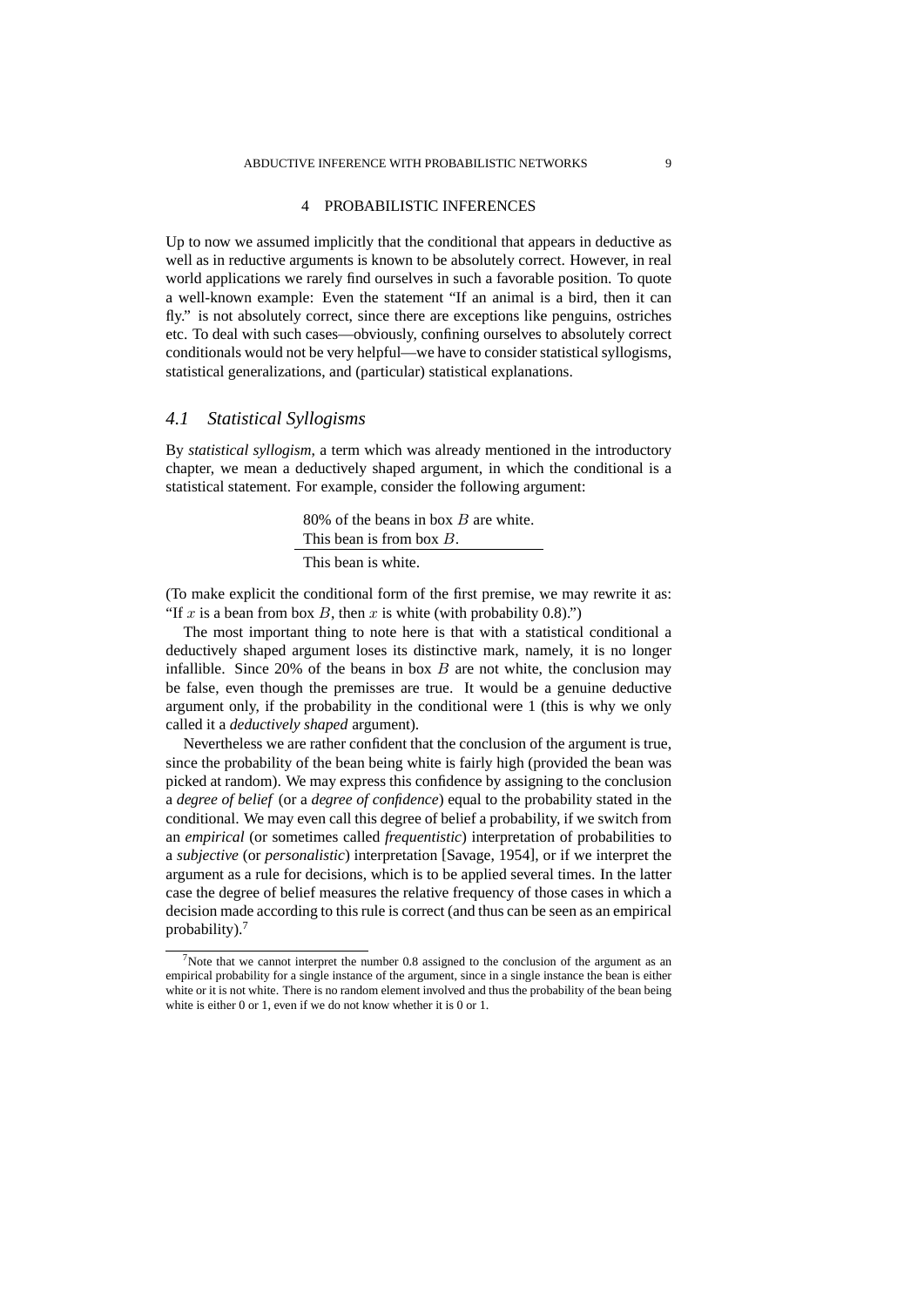## 4 PROBABILISTIC INFERENCES

Up to now we assumed implicitly that the conditional that appears in deductive as well as in reductive arguments is known to be absolutely correct. However, in real world applications we rarely find ourselves in such a favorable position. To quote a well-known example: Even the statement "If an animal is a bird, then it can fly." is not absolutely correct, since there are exceptions like penguins, ostriches etc. To deal with such cases—obviously, confining ourselves to absolutely correct conditionals would not be very helpful—we have to consider statistical syllogisms, statistical generalizations, and (particular) statistical explanations.

### *4.1 Statistical Syllogisms*

By *statistical syllogism*, a term which was already mentioned in the introductory chapter, we mean a deductively shaped argument, in which the conditional is a statistical statement. For example, consider the following argument:

80% of the beans in box $B$ are white.
This bean is from box $B$.
\_\_\_\_\_\_\_\_\_\_\_\_\_\_\_\_\_\_\_\_\_\_\_\_\_\_\_\_\_\_
This bean is white.

(To make explicit the conditional form of the first premise, we may rewrite it as: "If $x$ is a bean from box $B$, then $x$ is white (with probability 0.8).")

The most important thing to note here is that with a statistical conditional a deductively shaped argument loses its distinctive mark, namely, it is no longer infallible. Since 20% of the beans in box $B$ are not white, the conclusion may be false, even though the premisses are true. It would be a genuine deductive argument only, if the probability in the conditional were 1 (this is why we only called it a *deductively shaped* argument).

Nevertheless we are rather confident that the conclusion of the argument is true, since the probability of the bean being white is fairly high (provided the bean was picked at random). We may express this confidence by assigning to the conclusion a *degree of belief* (or a *degree of confidence*) equal to the probability stated in the conditional. We may even call this degree of belief a probability, if we switch from an *empirical* (or sometimes called *frequentistic*) interpretation of probabilities to a *subjective* (or *personalistic*) interpretation [Savage, 1954], or if we interpret the argument as a rule for decisions, which is to be applied several times. In the latter case the degree of belief measures the relative frequency of those cases in which a decision made according to this rule is correct (and thus can be seen as an empirical probability).[7]

[7] Note that we cannot interpret the number 0.8 assigned to the conclusion of the argument as an empirical probability for a single instance of the argument, since in a single instance the bean is either white or it is not white. There is no random element involved and thus the probability of the bean being white is either 0 or 1, even if we do not know whether it is 0 or 1.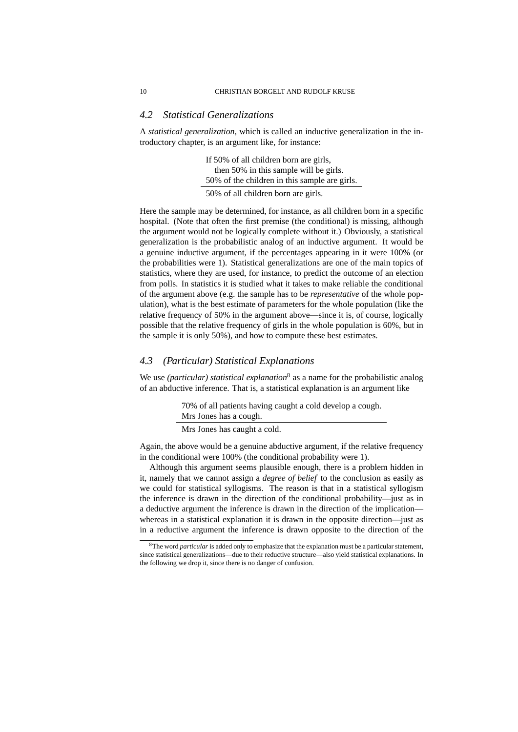### *4.2 Statistical Generalizations*

A *statistical generalization*, which is called an inductive generalization in the introductory chapter, is an argument like, for instance:

> If 50% of all children born are girls,
> then 50% in this sample will be girls.
> 50% of the children in this sample are girls.
> ―――――――――――――――――――――――
> 50% of all children born are girls.

Here the sample may be determined, for instance, as all children born in a specific hospital. (Note that often the first premise (the conditional) is missing, although the argument would not be logically complete without it.) Obviously, a statistical generalization is the probabilistic analog of an inductive argument. It would be a genuine inductive argument, if the percentages appearing in it were 100% (or the probabilities were 1). Statistical generalizations are one of the main topics of statistics, where they are used, for instance, to predict the outcome of an election from polls. In statistics it is studied what it takes to make reliable the conditional of the argument above (e.g. the sample has to be *representative* of the whole population), what is the best estimate of parameters for the whole population (like the relative frequency of 50% in the argument above—since it is, of course, logically possible that the relative frequency of girls in the whole population is 60%, but in the sample it is only 50%), and how to compute these best estimates.

### *4.3 (Particular) Statistical Explanations*

We use *(particular) statistical explanation*[8] as a name for the probabilistic analog of an abductive inference. That is, a statistical explanation is an argument like

> 70% of all patients having caught a cold develop a cough.
> Mrs Jones has a cough.
> ―――――――――――――――――――――――
> Mrs Jones has caught a cold.

Again, the above would be a genuine abductive argument, if the relative frequency in the conditional were 100% (the conditional probability were 1).

Although this argument seems plausible enough, there is a problem hidden in it, namely that we cannot assign a *degree of belief* to the conclusion as easily as we could for statistical syllogisms. The reason is that in a statistical syllogism the inference is drawn in the direction of the conditional probability—just as in a deductive argument the inference is drawn in the direction of the implication—whereas in a statistical explanation it is drawn in the opposite direction—just as in a reductive argument the inference is drawn opposite to the direction of the

---

[8]The word *particular* is added only to emphasize that the explanation must be a particular statement, since statistical generalizations—due to their reductive structure—also yield statistical explanations. In the following we drop it, since there is no danger of confusion.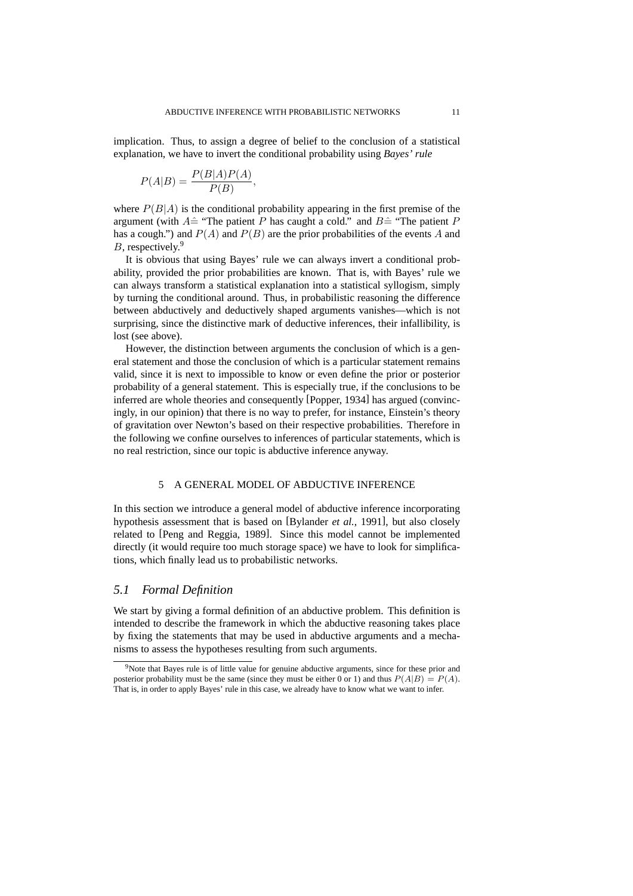implication. Thus, to assign a degree of belief to the conclusion of a statistical explanation, we have to invert the conditional probability using *Bayes' rule*

$$P(A|B) = \frac{P(B|A)P(A)}{P(B)},$$

where $P(B|A)$ is the conditional probability appearing in the first premise of the argument (with $A \hat{=}$ "The patient $P$ has caught a cold." and $B \hat{=}$ "The patient $P$ has a cough.") and $P(A)$ and $P(B)$ are the prior probabilities of the events $A$ and $B$, respectively.[9]

It is obvious that using Bayes' rule we can always invert a conditional probability, provided the prior probabilities are known. That is, with Bayes' rule we can always transform a statistical explanation into a statistical syllogism, simply by turning the conditional around. Thus, in probabilistic reasoning the difference between abductively and deductively shaped arguments vanishes—which is not surprising, since the distinctive mark of deductive inferences, their infallibility, is lost (see above).

However, the distinction between arguments the conclusion of which is a general statement and those the conclusion of which is a particular statement remains valid, since it is next to impossible to know or even define the prior or posterior probability of a general statement. This is especially true, if the conclusions to be inferred are whole theories and consequently [Popper, 1934] has argued (convincingly, in our opinion) that there is no way to prefer, for instance, Einstein's theory of gravitation over Newton's based on their respective probabilities. Therefore in the following we confine ourselves to inferences of particular statements, which is no real restriction, since our topic is abductive inference anyway.

## 5 A GENERAL MODEL OF ABDUCTIVE INFERENCE

In this section we introduce a general model of abductive inference incorporating hypothesis assessment that is based on [Bylander *et al.*, 1991], but also closely related to [Peng and Reggia, 1989]. Since this model cannot be implemented directly (it would require too much storage space) we have to look for simplifications, which finally lead us to probabilistic networks.

### *5.1 Formal Definition*

We start by giving a formal definition of an abductive problem. This definition is intended to describe the framework in which the abductive reasoning takes place by fixing the statements that may be used in abductive arguments and a mechanisms to assess the hypotheses resulting from such arguments.

[9] Note that Bayes rule is of little value for genuine abductive arguments, since for these prior and posterior probability must be the same (since they must be either 0 or 1) and thus $P(A|B) = P(A)$. That is, in order to apply Bayes' rule in this case, we already have to know what we want to infer.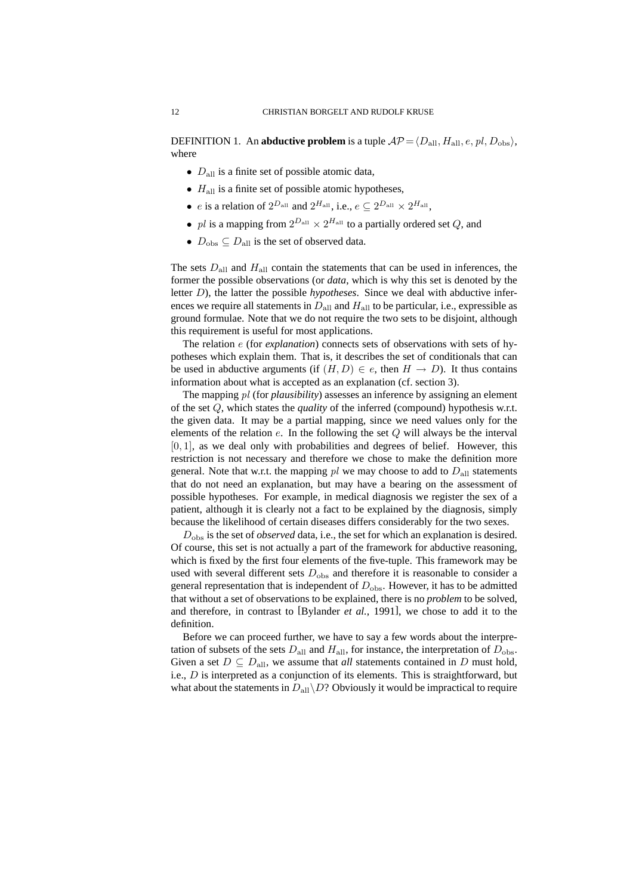DEFINITION 1. An **abductive problem** is a tuple $\mathcal{AP} = \langle D_{\text{all}}, H_{\text{all}}, e, pl, D_{\text{obs}} \rangle$, where

- $D_{\text{all}}$ is a finite set of possible atomic data,
- $H_{\text{all}}$ is a finite set of possible atomic hypotheses,
- $e$ is a relation of $2^{D_{\text{all}}}$ and $2^{H_{\text{all}}}$, i.e., $e \subseteq 2^{D_{\text{all}}} \times 2^{H_{\text{all}}}$,
- $pl$ is a mapping from $2^{D_{\text{all}}} \times 2^{H_{\text{all}}}$ to a partially ordered set $Q$, and
- $D_{\text{obs}} \subseteq D_{\text{all}}$ is the set of observed data.

The sets $D_{\text{all}}$ and $H_{\text{all}}$ contain the statements that can be used in inferences, the former the possible observations (or *data*, which is why this set is denoted by the letter $D$), the latter the possible *hypotheses*. Since we deal with abductive inferences we require all statements in $D_{\text{all}}$ and $H_{\text{all}}$ to be particular, i.e., expressible as ground formulae. Note that we do not require the two sets to be disjoint, although this requirement is useful for most applications.

The relation $e$ (for *explanation*) connects sets of observations with sets of hypotheses which explain them. That is, it describes the set of conditionals that can be used in abductive arguments (if $(H, D) \in e$, then $H \rightarrow D$). It thus contains information about what is accepted as an explanation (cf. section 3).

The mapping $pl$ (for *plausibility*) assesses an inference by assigning an element of the set $Q$, which states the *quality* of the inferred (compound) hypothesis w.r.t. the given data. It may be a partial mapping, since we need values only for the elements of the relation $e$. In the following the set $Q$ will always be the interval $[0, 1]$, as we deal only with probabilities and degrees of belief. However, this restriction is not necessary and therefore we chose to make the definition more general. Note that w.r.t. the mapping $pl$ we may choose to add to $D_{\text{all}}$ statements that do not need an explanation, but may have a bearing on the assessment of possible hypotheses. For example, in medical diagnosis we register the sex of a patient, although it is clearly not a fact to be explained by the diagnosis, simply because the likelihood of certain diseases differs considerably for the two sexes.

$D_{\text{obs}}$ is the set of *observed* data, i.e., the set for which an explanation is desired. Of course, this set is not actually a part of the framework for abductive reasoning, which is fixed by the first four elements of the five-tuple. This framework may be used with several different sets $D_{\text{obs}}$ and therefore it is reasonable to consider a general representation that is independent of $D_{\text{obs}}$. However, it has to be admitted that without a set of observations to be explained, there is no *problem* to be solved, and therefore, in contrast to [Bylander *et al.*, 1991], we chose to add it to the definition.

Before we can proceed further, we have to say a few words about the interpretation of subsets of the sets $D_{\text{all}}$ and $H_{\text{all}}$, for instance, the interpretation of $D_{\text{obs}}$. Given a set $D \subseteq D_{\text{all}}$, we assume that *all* statements contained in $D$ must hold, i.e., $D$ is interpreted as a conjunction of its elements. This is straightforward, but what about the statements in $D_{\text{all}} \backslash D$? Obviously it would be impractical to require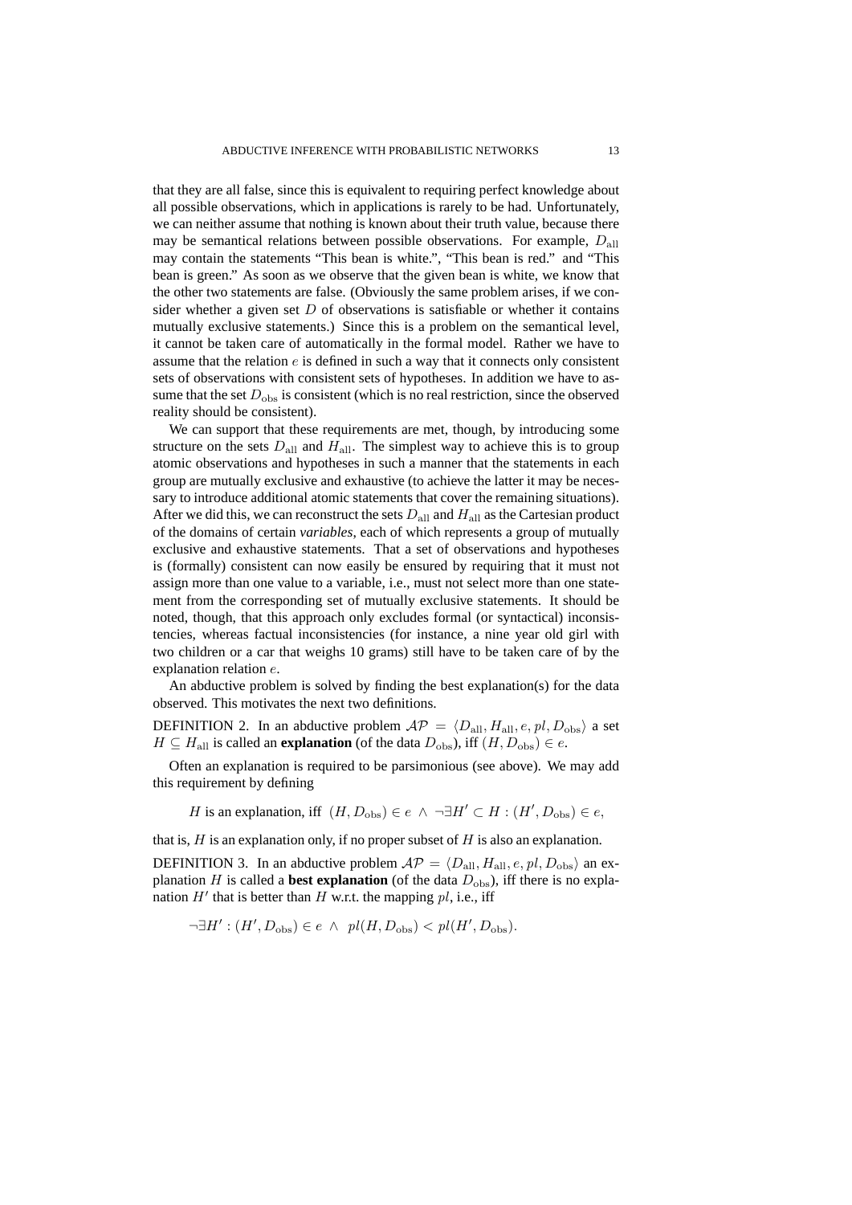that they are all false, since this is equivalent to requiring perfect knowledge about all possible observations, which in applications is rarely to be had. Unfortunately, we can neither assume that nothing is known about their truth value, because there may be semantical relations between possible observations. For example, $D_{\text{all}}$ may contain the statements "This bean is white.", "This bean is red." and "This bean is green." As soon as we observe that the given bean is white, we know that the other two statements are false. (Obviously the same problem arises, if we consider whether a given set $D$ of observations is satisfiable or whether it contains mutually exclusive statements.) Since this is a problem on the semantical level, it cannot be taken care of automatically in the formal model. Rather we have to assume that the relation $e$ is defined in such a way that it connects only consistent sets of observations with consistent sets of hypotheses. In addition we have to assume that the set $D_{\text{obs}}$ is consistent (which is no real restriction, since the observed reality should be consistent).

We can support that these requirements are met, though, by introducing some structure on the sets $D_{\text{all}}$ and $H_{\text{all}}$. The simplest way to achieve this is to group atomic observations and hypotheses in such a manner that the statements in each group are mutually exclusive and exhaustive (to achieve the latter it may be necessary to introduce additional atomic statements that cover the remaining situations). After we did this, we can reconstruct the sets $D_{\text{all}}$ and $H_{\text{all}}$ as the Cartesian product of the domains of certain *variables*, each of which represents a group of mutually exclusive and exhaustive statements. That a set of observations and hypotheses is (formally) consistent can now easily be ensured by requiring that it must not assign more than one value to a variable, i.e., must not select more than one statement from the corresponding set of mutually exclusive statements. It should be noted, though, that this approach only excludes formal (or syntactical) inconsistencies, whereas factual inconsistencies (for instance, a nine year old girl with two children or a car that weighs 10 grams) still have to be taken care of by the explanation relation $e$.

An abductive problem is solved by finding the best explanation(s) for the data observed. This motivates the next two definitions.

DEFINITION 2. In an abductive problem $\mathcal{AP} = \langle D_{\text{all}}, H_{\text{all}}, e, pl, D_{\text{obs}} \rangle$ a set $H \subseteq H_{\text{all}}$ is called an **explanation** (of the data $D_{\text{obs}}$), iff $(H, D_{\text{obs}}) \in e$.

Often an explanation is required to be parsimonious (see above). We may add this requirement by defining

$$H \text{ is an explanation, iff } (H, D_{\text{obs}}) \in e \ \wedge \ \neg\exists H' \subset H : (H', D_{\text{obs}}) \in e,$$

that is, $H$ is an explanation only, if no proper subset of $H$ is also an explanation.

DEFINITION 3. In an abductive problem $\mathcal{AP} = \langle D_{\text{all}}, H_{\text{all}}, e, pl, D_{\text{obs}} \rangle$ an explanation $H$ is called a **best explanation** (of the data $D_{\text{obs}}$), iff there is no explanation $H'$ that is better than $H$ w.r.t. the mapping $pl$, i.e., iff

$$\neg\exists H' : (H', D_{\text{obs}}) \in e \ \wedge \ pl(H, D_{\text{obs}}) < pl(H', D_{\text{obs}}).$$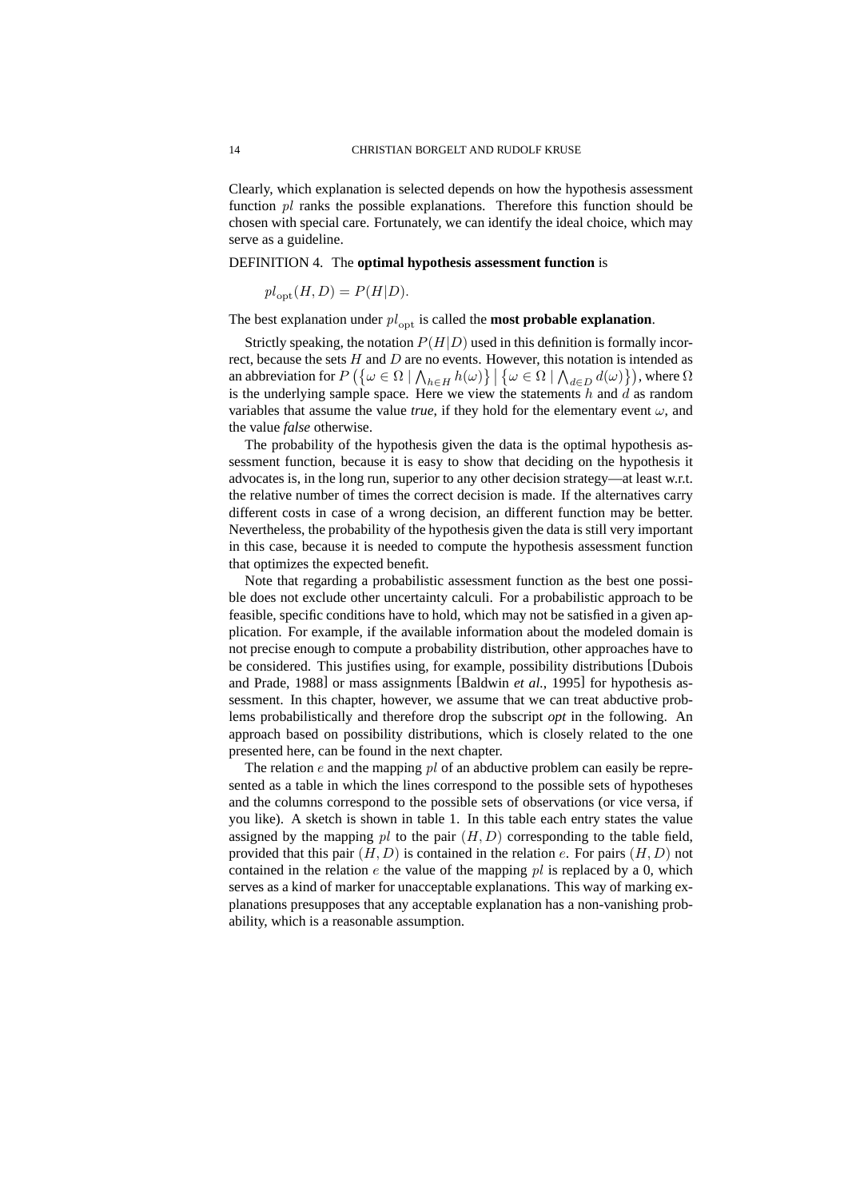Clearly, which explanation is selected depends on how the hypothesis assessment function $pl$ ranks the possible explanations. Therefore this function should be chosen with special care. Fortunately, we can identify the ideal choice, which may serve as a guideline.

DEFINITION 4. The **optimal hypothesis assessment function** is

$$pl_{\mathrm{opt}}(H, D) = P(H|D).$$

The best explanation under $pl_{\mathrm{opt}}$ is called the **most probable explanation**.

Strictly speaking, the notation $P(H|D)$ used in this definition is formally incorrect, because the sets $H$ and $D$ are no events. However, this notation is intended as an abbreviation for $P\left(\left\{\omega \in \Omega \mid \bigwedge_{h \in H} h(\omega)\right\} \,\middle|\, \left\{\omega \in \Omega \mid \bigwedge_{d \in D} d(\omega)\right\}\right)$, where $\Omega$ is the underlying sample space. Here we view the statements $h$ and $d$ as random variables that assume the value *true*, if they hold for the elementary event $\omega$, and the value *false* otherwise.

The probability of the hypothesis given the data is the optimal hypothesis assessment function, because it is easy to show that deciding on the hypothesis it advocates is, in the long run, superior to any other decision strategy—at least w.r.t. the relative number of times the correct decision is made. If the alternatives carry different costs in case of a wrong decision, an different function may be better. Nevertheless, the probability of the hypothesis given the data is still very important in this case, because it is needed to compute the hypothesis assessment function that optimizes the expected benefit.

Note that regarding a probabilistic assessment function as the best one possible does not exclude other uncertainty calculi. For a probabilistic approach to be feasible, specific conditions have to hold, which may not be satisfied in a given application. For example, if the available information about the modeled domain is not precise enough to compute a probability distribution, other approaches have to be considered. This justifies using, for example, possibility distributions [Dubois and Prade, 1988] or mass assignments [Baldwin *et al.*, 1995] for hypothesis assessment. In this chapter, however, we assume that we can treat abductive problems probabilistically and therefore drop the subscript *opt* in the following. An approach based on possibility distributions, which is closely related to the one presented here, can be found in the next chapter.

The relation $e$ and the mapping $pl$ of an abductive problem can easily be represented as a table in which the lines correspond to the possible sets of hypotheses and the columns correspond to the possible sets of observations (or vice versa, if you like). A sketch is shown in table 1. In this table each entry states the value assigned by the mapping $pl$ to the pair $(H, D)$ corresponding to the table field, provided that this pair $(H, D)$ is contained in the relation $e$. For pairs $(H, D)$ not contained in the relation $e$ the value of the mapping $pl$ is replaced by a 0, which serves as a kind of marker for unacceptable explanations. This way of marking explanations presupposes that any acceptable explanation has a non-vanishing probability, which is a reasonable assumption.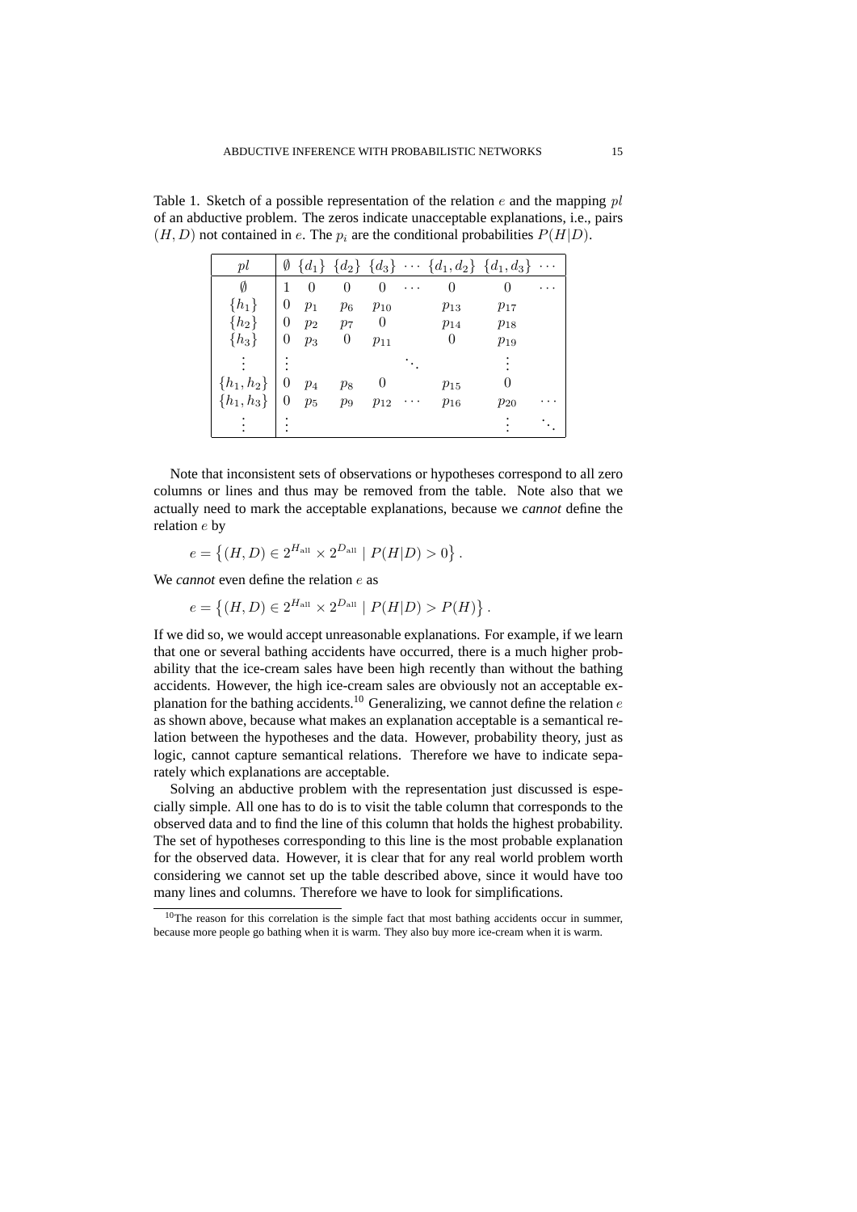Table 1. Sketch of a possible representation of the relation $e$ and the mapping $pl$ of an abductive problem. The zeros indicate unacceptable explanations, i.e., pairs $(H, D)$ not contained in $e$. The $p_i$ are the conditional probabilities $P(H|D)$.

| $pl$ | $\emptyset$ | $\{d_1\}$ | $\{d_2\}$ | $\{d_3\}$ | $\cdots$ | $\{d_1, d_2\}$ | $\{d_1, d_3\}$ | $\cdots$ |
|---|---|---|---|---|---|---|---|---|
| $\emptyset$ | 1 | 0 | 0 | 0 | $\cdots$ | 0 | 0 | $\cdots$ |
| $\{h_1\}$ | 0 | $p_1$ | $p_6$ | $p_{10}$ | | $p_{13}$ | $p_{17}$ | |
| $\{h_2\}$ | 0 | $p_2$ | $p_7$ | 0 | | $p_{14}$ | $p_{18}$ | |
| $\{h_3\}$ | 0 | $p_3$ | 0 | $p_{11}$ | | 0 | $p_{19}$ | |
| $\vdots$ | $\vdots$ | | | | $\ddots$ | | $\vdots$ | |
| $\{h_1, h_2\}$ | 0 | $p_4$ | $p_8$ | 0 | | $p_{15}$ | 0 | |
| $\{h_1, h_3\}$ | 0 | $p_5$ | $p_9$ | $p_{12}$ | $\cdots$ | $p_{16}$ | $p_{20}$ | $\cdots$ |
| $\vdots$ | $\vdots$ | | | | | | $\vdots$ | $\ddots$ |

Note that inconsistent sets of observations or hypotheses correspond to all zero columns or lines and thus may be removed from the table. Note also that we actually need to mark the acceptable explanations, because we *cannot* define the relation $e$ by

$$e = \left\{(H, D) \in 2^{H_{\text{all}}} \times 2^{D_{\text{all}}} \mid P(H|D) > 0\right\}.$$

We *cannot* even define the relation $e$ as

$$e = \left\{(H, D) \in 2^{H_{\text{all}}} \times 2^{D_{\text{all}}} \mid P(H|D) > P(H)\right\}.$$

If we did so, we would accept unreasonable explanations. For example, if we learn that one or several bathing accidents have occurred, there is a much higher probability that the ice-cream sales have been high recently than without the bathing accidents. However, the high ice-cream sales are obviously not an acceptable explanation for the bathing accidents.[10] Generalizing, we cannot define the relation $e$ as shown above, because what makes an explanation acceptable is a semantical relation between the hypotheses and the data. However, probability theory, just as logic, cannot capture semantical relations. Therefore we have to indicate separately which explanations are acceptable.

Solving an abductive problem with the representation just discussed is especially simple. All one has to do is to visit the table column that corresponds to the observed data and to find the line of this column that holds the highest probability. The set of hypotheses corresponding to this line is the most probable explanation for the observed data. However, it is clear that for any real world problem worth considering we cannot set up the table described above, since it would have too many lines and columns. Therefore we have to look for simplifications.

[10] The reason for this correlation is the simple fact that most bathing accidents occur in summer, because more people go bathing when it is warm. They also buy more ice-cream when it is warm.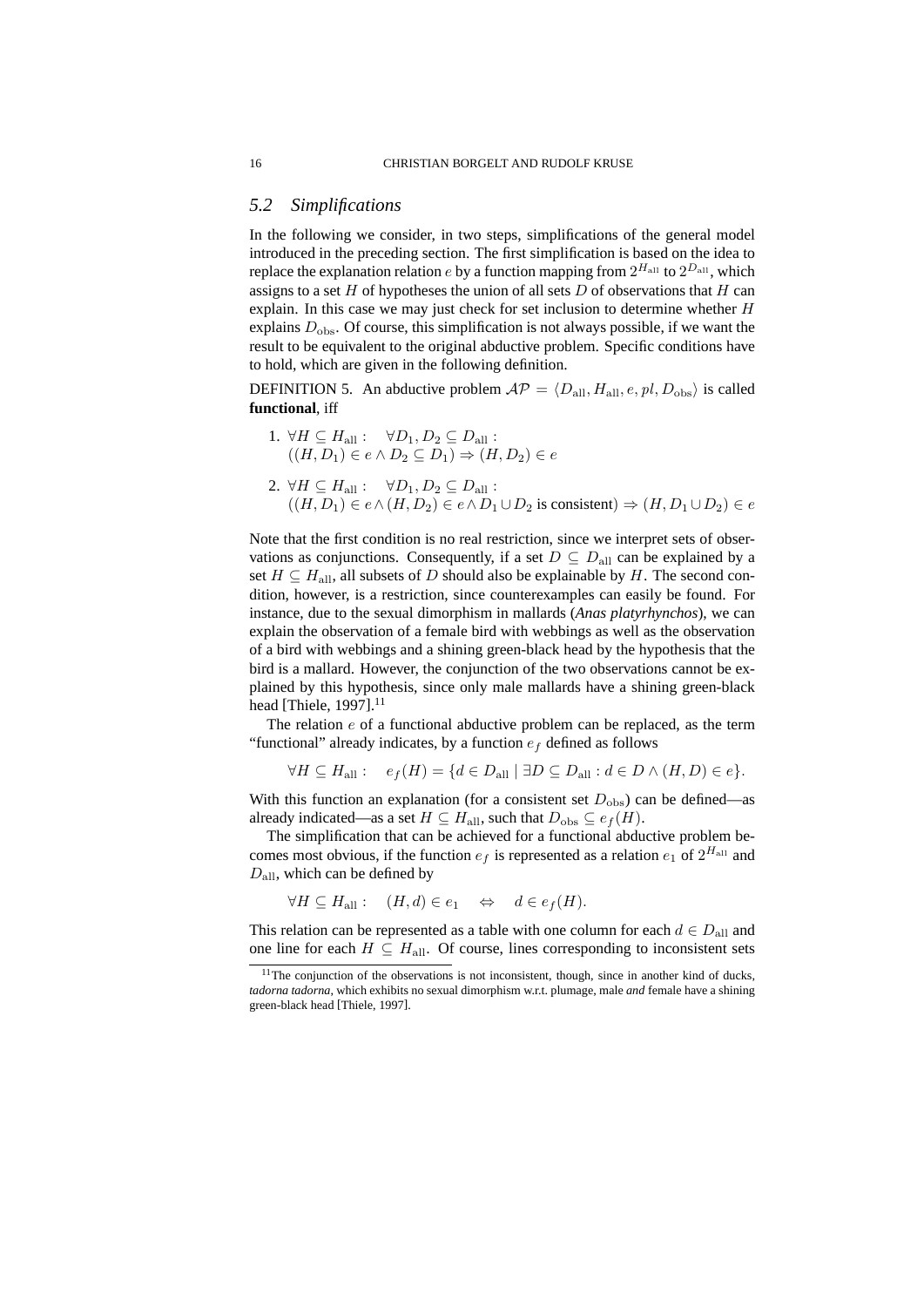## 5.2 *Simplifications*

In the following we consider, in two steps, simplifications of the general model introduced in the preceding section. The first simplification is based on the idea to replace the explanation relation $e$ by a function mapping from $2^{H_{\text{all}}}$ to $2^{D_{\text{all}}}$, which assigns to a set $H$ of hypotheses the union of all sets $D$ of observations that $H$ can explain. In this case we may just check for set inclusion to determine whether $H$ explains $D_{\text{obs}}$. Of course, this simplification is not always possible, if we want the result to be equivalent to the original abductive problem. Specific conditions have to hold, which are given in the following definition.

DEFINITION 5. An abductive problem $\mathcal{AP} = \langle D_{\text{all}}, H_{\text{all}}, e, pl, D_{\text{obs}} \rangle$ is called **functional**, iff

1. $\forall H \subseteq H_{\text{all}}: \quad \forall D_1, D_2 \subseteq D_{\text{all}}:$
   $((H, D_1) \in e \wedge D_2 \subseteq D_1) \Rightarrow (H, D_2) \in e$
2. $\forall H \subseteq H_{\text{all}}: \quad \forall D_1, D_2 \subseteq D_{\text{all}}:$
   $((H, D_1) \in e \wedge (H, D_2) \in e \wedge D_1 \cup D_2 \text{ is consistent}) \Rightarrow (H, D_1 \cup D_2) \in e$

Note that the first condition is no real restriction, since we interpret sets of observations as conjunctions. Consequently, if a set $D \subseteq D_{\text{all}}$ can be explained by a set $H \subseteq H_{\text{all}}$, all subsets of $D$ should also be explainable by $H$. The second condition, however, is a restriction, since counterexamples can easily be found. For instance, due to the sexual dimorphism in mallards (***Anas platyrhynchos***), we can explain the observation of a female bird with webbings as well as the observation of a bird with webbings and a shining green-black head by the hypothesis that the bird is a mallard. However, the conjunction of the two observations cannot be explained by this hypothesis, since only male mallards have a shining green-black head [Thiele, 1997].[11]

The relation $e$ of a functional abductive problem can be replaced, as the term "functional" already indicates, by a function $e_f$ defined as follows

$$\forall H \subseteq H_{\text{all}}: \quad e_f(H) = \{d \in D_{\text{all}} \mid \exists D \subseteq D_{\text{all}} : d \in D \wedge (H, D) \in e\}.$$

With this function an explanation (for a consistent set $D_{\text{obs}}$) can be defined—as already indicated—as a set $H \subseteq H_{\text{all}}$, such that $D_{\text{obs}} \subseteq e_f(H)$.

The simplification that can be achieved for a functional abductive problem becomes most obvious, if the function $e_f$ is represented as a relation $e_1$ of $2^{H_{\text{all}}}$ and $D_{\text{all}}$, which can be defined by

$$\forall H \subseteq H_{\text{all}}: \quad (H, d) \in e_1 \quad \Leftrightarrow \quad d \in e_f(H).$$

This relation can be represented as a table with one column for each $d \in D_{\text{all}}$ and one line for each $H \subseteq H_{\text{all}}$. Of course, lines corresponding to inconsistent sets

[11] The conjunction of the observations is not inconsistent, though, since in another kind of ducks, *tadorna tadorna*, which exhibits no sexual dimorphism w.r.t. plumage, male *and* female have a shining green-black head [Thiele, 1997].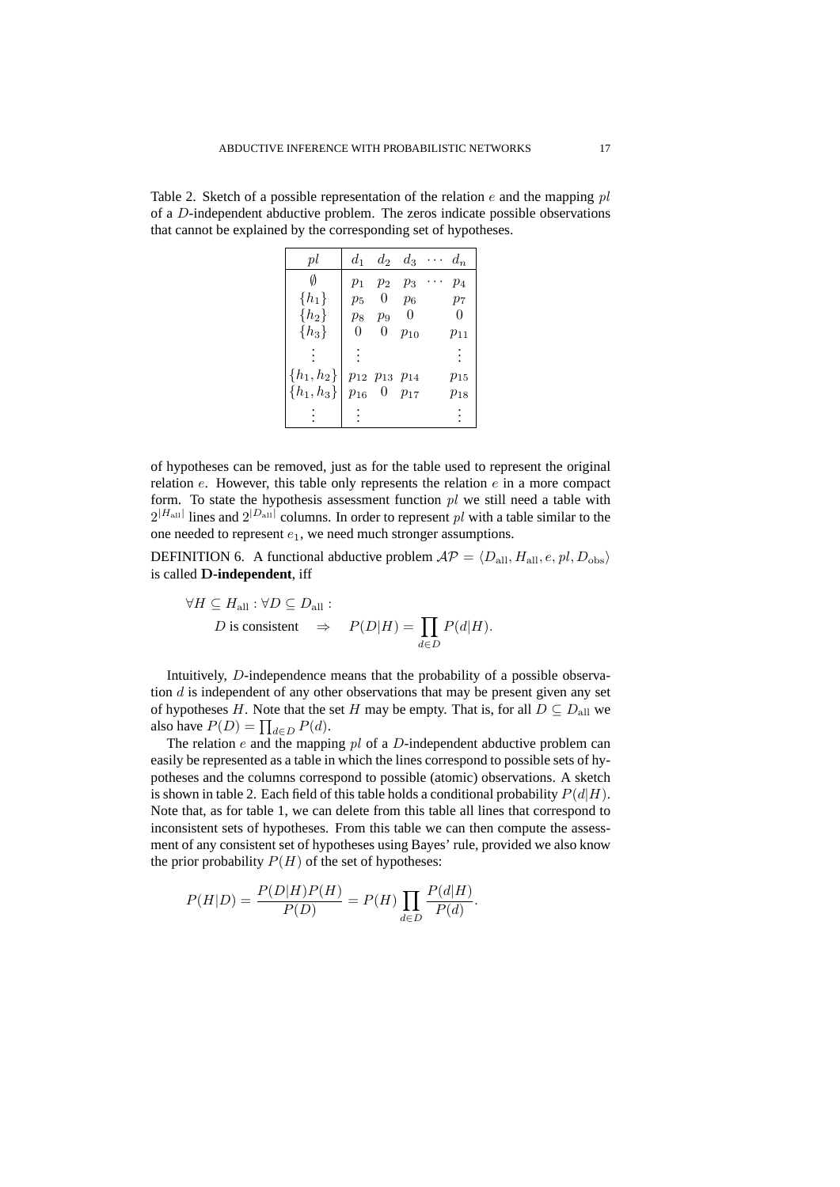Table 2. Sketch of a possible representation of the relation $e$ and the mapping $pl$ of a $D$-independent abductive problem. The zeros indicate possible observations that cannot be explained by the corresponding set of hypotheses.

| $pl$ | $d_1$ | $d_2$ | $d_3$ | $\cdots$ | $d_n$ |
|---|---|---|---|---|---|
| $\emptyset$ | $p_1$ | $p_2$ | $p_3$ | $\cdots$ | $p_4$ |
| $\{h_1\}$ | $p_5$ | $0$ | $p_6$ | | $p_7$ |
| $\{h_2\}$ | $p_8$ | $p_9$ | $0$ | | $0$ |
| $\{h_3\}$ | $0$ | $0$ | $p_{10}$ | | $p_{11}$ |
| $\vdots$ | $\vdots$ | | | | $\vdots$ |
| $\{h_1, h_2\}$ | $p_{12}$ | $p_{13}$ | $p_{14}$ | | $p_{15}$ |
| $\{h_1, h_3\}$ | $p_{16}$ | $0$ | $p_{17}$ | | $p_{18}$ |
| $\vdots$ | $\vdots$ | | | | $\vdots$ |

of hypotheses can be removed, just as for the table used to represent the original relation $e$. However, this table only represents the relation $e$ in a more compact form. To state the hypothesis assessment function $pl$ we still need a table with $2^{|H_{\text{all}}|}$ lines and $2^{|D_{\text{all}}|}$ columns. In order to represent $pl$ with a table similar to the one needed to represent $e_1$, we need much stronger assumptions.

DEFINITION 6. A functional abductive problem $\mathcal{AP} = \langle D_{\text{all}}, H_{\text{all}}, e, pl, D_{\text{obs}} \rangle$ is called **D-independent**, iff

$$\forall H \subseteq H_{\text{all}} : \forall D \subseteq D_{\text{all}} :$$
$$D \text{ is consistent} \quad \Rightarrow \quad P(D|H) = \prod_{d \in D} P(d|H).$$

Intuitively, $D$-independence means that the probability of a possible observation $d$ is independent of any other observations that may be present given any set of hypotheses $H$. Note that the set $H$ may be empty. That is, for all $D \subseteq D_{\text{all}}$ we also have $P(D) = \prod_{d \in D} P(d)$.

The relation $e$ and the mapping $pl$ of a $D$-independent abductive problem can easily be represented as a table in which the lines correspond to possible sets of hypotheses and the columns correspond to possible (atomic) observations. A sketch is shown in table 2. Each field of this table holds a conditional probability $P(d|H)$. Note that, as for table 1, we can delete from this table all lines that correspond to inconsistent sets of hypotheses. From this table we can then compute the assessment of any consistent set of hypotheses using Bayes' rule, provided we also know the prior probability $P(H)$ of the set of hypotheses:

$$P(H|D) = \frac{P(D|H)P(H)}{P(D)} = P(H) \prod_{d \in D} \frac{P(d|H)}{P(d)}.$$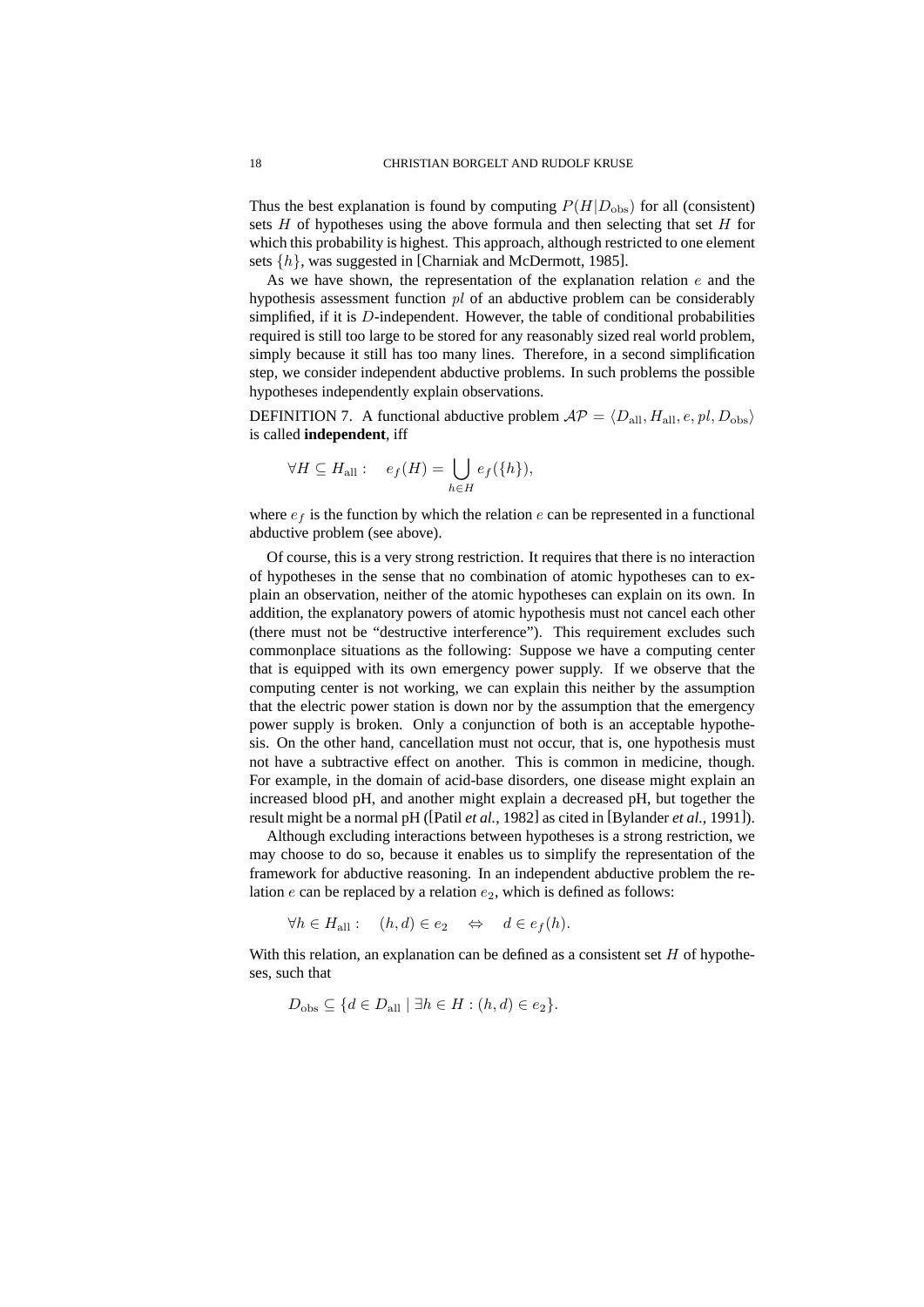Thus the best explanation is found by computing $P(H|D_{\text{obs}})$ for all (consistent) sets $H$ of hypotheses using the above formula and then selecting that set $H$ for which this probability is highest. This approach, although restricted to one element sets $\{h\}$, was suggested in [Charniak and McDermott, 1985].

As we have shown, the representation of the explanation relation $e$ and the hypothesis assessment function $pl$ of an abductive problem can be considerably simplified, if it is $D$-independent. However, the table of conditional probabilities required is still too large to be stored for any reasonably sized real world problem, simply because it still has too many lines. Therefore, in a second simplification step, we consider independent abductive problems. In such problems the possible hypotheses independently explain observations.

DEFINITION 7. A functional abductive problem $\mathcal{AP} = \langle D_{\text{all}}, H_{\text{all}}, e, pl, D_{\text{obs}} \rangle$ is called **independent**, iff

$$\forall H \subseteq H_{\text{all}}: \quad e_f(H) = \bigcup_{h \in H} e_f(\{h\}),$$

where $e_f$ is the function by which the relation $e$ can be represented in a functional abductive problem (see above).

Of course, this is a very strong restriction. It requires that there is no interaction of hypotheses in the sense that no combination of atomic hypotheses can to explain an observation, neither of the atomic hypotheses can explain on its own. In addition, the explanatory powers of atomic hypothesis must not cancel each other (there must not be "destructive interference"). This requirement excludes such commonplace situations as the following: Suppose we have a computing center that is equipped with its own emergency power supply. If we observe that the computing center is not working, we can explain this neither by the assumption that the electric power station is down nor by the assumption that the emergency power supply is broken. Only a conjunction of both is an acceptable hypothesis. On the other hand, cancellation must not occur, that is, one hypothesis must not have a subtractive effect on another. This is common in medicine, though. For example, in the domain of acid-base disorders, one disease might explain an increased blood pH, and another might explain a decreased pH, but together the result might be a normal pH ([Patil *et al.*, 1982] as cited in [Bylander *et al.*, 1991]).

Although excluding interactions between hypotheses is a strong restriction, we may choose to do so, because it enables us to simplify the representation of the framework for abductive reasoning. In an independent abductive problem the relation $e$ can be replaced by a relation $e_2$, which is defined as follows:

$$\forall h \in H_{\text{all}}: \quad (h, d) \in e_2 \quad \Leftrightarrow \quad d \in e_f(h).$$

With this relation, an explanation can be defined as a consistent set $H$ of hypotheses, such that

$$D_{\text{obs}} \subseteq \{d \in D_{\text{all}} \mid \exists h \in H : (h, d) \in e_2\}.$$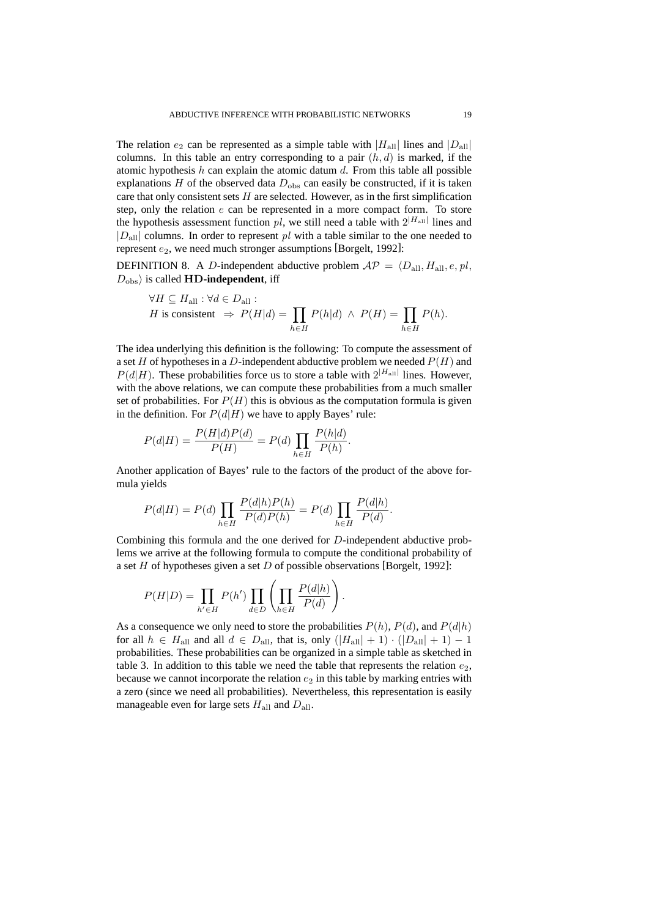The relation $e_2$ can be represented as a simple table with $|H_{\rm all}|$ lines and $|D_{\rm all}|$ columns. In this table an entry corresponding to a pair $(h, d)$ is marked, if the atomic hypothesis $h$ can explain the atomic datum $d$. From this table all possible explanations $H$ of the observed data $D_{\rm obs}$ can easily be constructed, if it is taken care that only consistent sets $H$ are selected. However, as in the first simplification step, only the relation $e$ can be represented in a more compact form. To store the hypothesis assessment function $pl$, we still need a table with $2^{|H_{\rm all}|}$ lines and $|D_{\rm all}|$ columns. In order to represent $pl$ with a table similar to the one needed to represent $e_2$, we need much stronger assumptions [Borgelt, 1992]:

DEFINITION 8. A $D$-independent abductive problem $\mathcal{AP} = \langle D_{\rm all}, H_{\rm all}, e, pl, D_{\rm obs}\rangle$ is called **HD-independent**, iff

$$\begin{aligned}&\forall H \subseteq H_{\rm all} : \forall d \in D_{\rm all} :\\ &H \text{ is consistent } \Rightarrow P(H|d) = \prod_{h \in H} P(h|d) \;\wedge\; P(H) = \prod_{h \in H} P(h).\end{aligned}$$

The idea underlying this definition is the following: To compute the assessment of a set $H$ of hypotheses in a $D$-independent abductive problem we needed $P(H)$ and $P(d|H)$. These probabilities force us to store a table with $2^{|H_{\rm all}|}$ lines. However, with the above relations, we can compute these probabilities from a much smaller set of probabilities. For $P(H)$ this is obvious as the computation formula is given in the definition. For $P(d|H)$ we have to apply Bayes' rule:

$$P(d|H) = \frac{P(H|d)P(d)}{P(H)} = P(d) \prod_{h \in H} \frac{P(h|d)}{P(h)}.$$

Another application of Bayes' rule to the factors of the product of the above formula yields

$$P(d|H) = P(d) \prod_{h \in H} \frac{P(d|h)P(h)}{P(d)P(h)} = P(d) \prod_{h \in H} \frac{P(d|h)}{P(d)}.$$

Combining this formula and the one derived for $D$-independent abductive problems we arrive at the following formula to compute the conditional probability of a set $H$ of hypotheses given a set $D$ of possible observations [Borgelt, 1992]:

$$P(H|D) = \prod_{h' \in H} P(h') \prod_{d \in D} \left( \prod_{h \in H} \frac{P(d|h)}{P(d)} \right).$$

As a consequence we only need to store the probabilities $P(h)$, $P(d)$, and $P(d|h)$ for all $h \in H_{\rm all}$ and all $d \in D_{\rm all}$, that is, only $(|H_{\rm all}| + 1) \cdot (|D_{\rm all}| + 1) - 1$ probabilities. These probabilities can be organized in a simple table as sketched in table 3. In addition to this table we need the table that represents the relation $e_2$, because we cannot incorporate the relation $e_2$ in this table by marking entries with a zero (since we need all probabilities). Nevertheless, this representation is easily manageable even for large sets $H_{\rm all}$ and $D_{\rm all}$.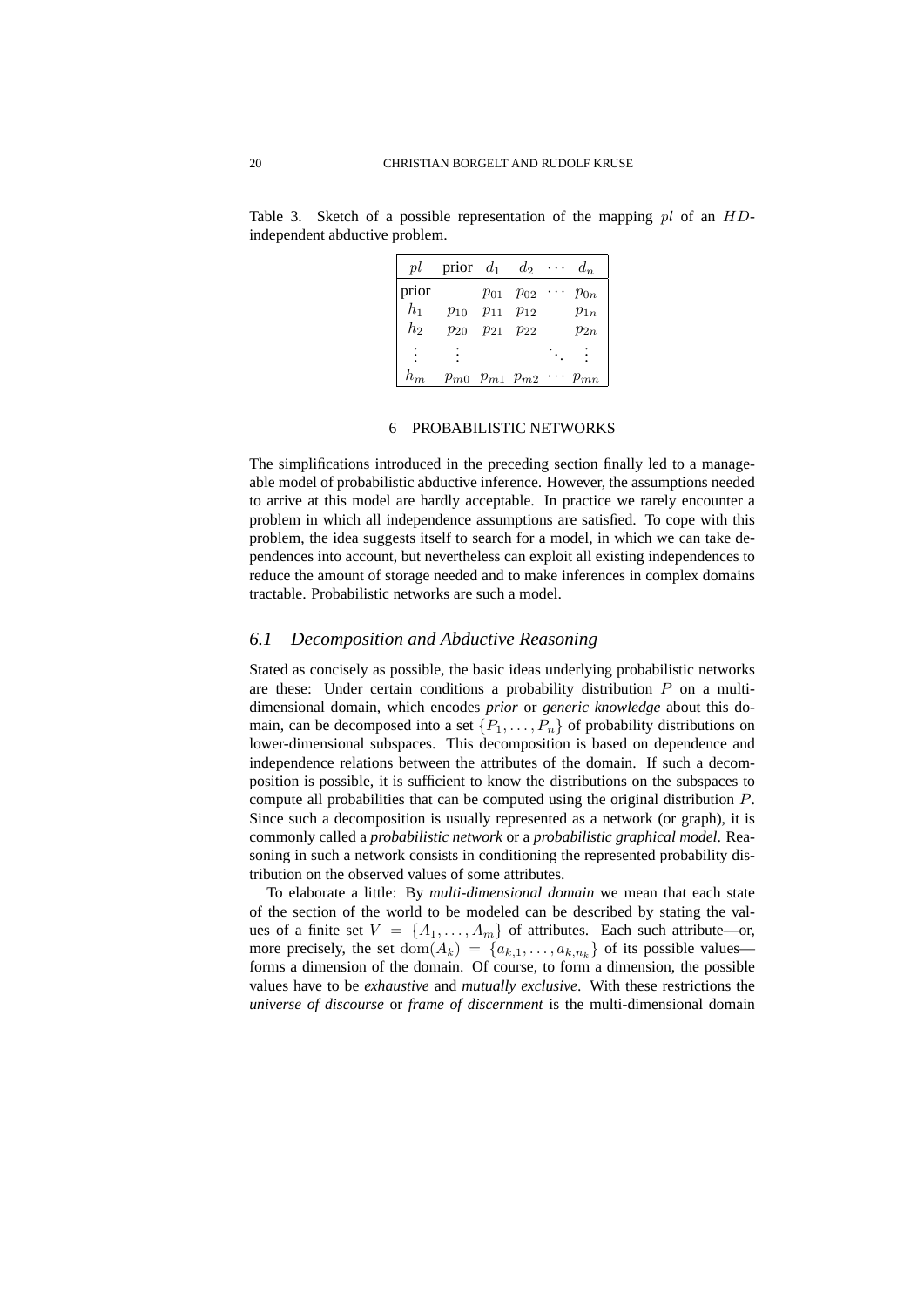Table 3. Sketch of a possible representation of the mapping $pl$ of an $HD$-independent abductive problem.

| $pl$ | prior | $d_1$ | $d_2$ | $\cdots$ | $d_n$ |
|---|---|---|---|---|---|
| prior | | $p_{01}$ | $p_{02}$ | $\cdots$ | $p_{0n}$ |
| $h_1$ | $p_{10}$ | $p_{11}$ | $p_{12}$ | | $p_{1n}$ |
| $h_2$ | $p_{20}$ | $p_{21}$ | $p_{22}$ | | $p_{2n}$ |
| $\vdots$ | $\vdots$ | | | $\ddots$ | $\vdots$ |
| $h_m$ | $p_{m0}$ | $p_{m1}$ | $p_{m2}$ | $\cdots$ | $p_{mn}$ |

## 6 PROBABILISTIC NETWORKS

The simplifications introduced in the preceding section finally led to a manageable model of probabilistic abductive inference. However, the assumptions needed to arrive at this model are hardly acceptable. In practice we rarely encounter a problem in which all independence assumptions are satisfied. To cope with this problem, the idea suggests itself to search for a model, in which we can take dependences into account, but nevertheless can exploit all existing independences to reduce the amount of storage needed and to make inferences in complex domains tractable. Probabilistic networks are such a model.

### *6.1 Decomposition and Abductive Reasoning*

Stated as concisely as possible, the basic ideas underlying probabilistic networks are these: Under certain conditions a probability distribution $P$ on a multi-dimensional domain, which encodes ***prior*** or ***generic knowledge*** about this domain, can be decomposed into a set $\{P_1, \ldots, P_n\}$ of probability distributions on lower-dimensional subspaces. This decomposition is based on dependence and independence relations between the attributes of the domain. If such a decomposition is possible, it is sufficient to know the distributions on the subspaces to compute all probabilities that can be computed using the original distribution $P$. Since such a decomposition is usually represented as a network (or graph), it is commonly called a ***probabilistic network*** or a ***probabilistic graphical model***. Reasoning in such a network consists in conditioning the represented probability distribution on the observed values of some attributes.

To elaborate a little: By ***multi-dimensional domain*** we mean that each state of the section of the world to be modeled can be described by stating the values of a finite set $V = \{A_1, \ldots, A_m\}$ of attributes. Each such attribute—or, more precisely, the set $\mathrm{dom}(A_k) = \{a_{k,1}, \ldots, a_{k,n_k}\}$ of its possible values—forms a dimension of the domain. Of course, to form a dimension, the possible values have to be ***exhaustive*** and ***mutually exclusive***. With these restrictions the ***universe of discourse*** or ***frame of discernment*** is the multi-dimensional domain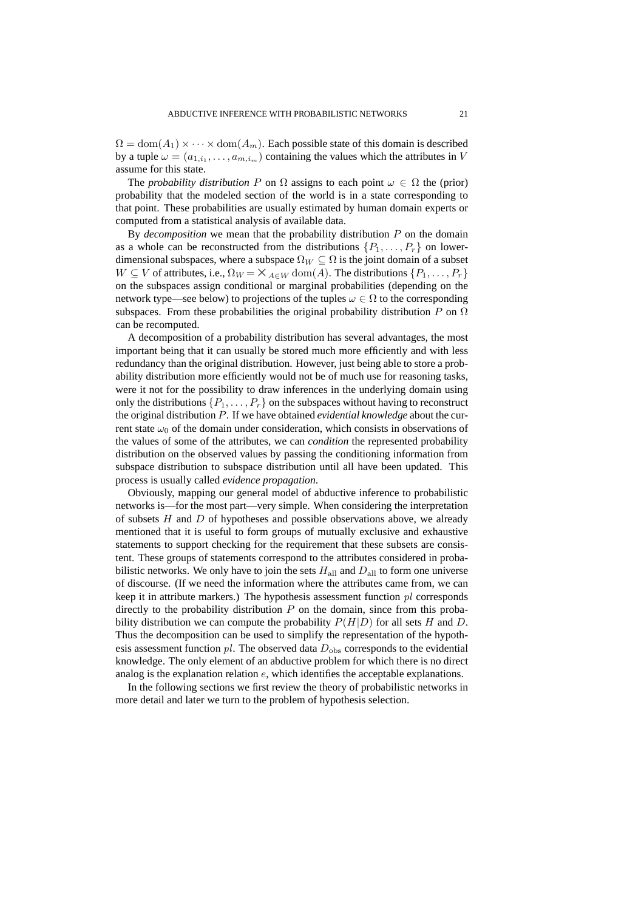$\Omega = \mathrm{dom}(A_1) \times \cdots \times \mathrm{dom}(A_m)$. Each possible state of this domain is described by a tuple $\omega = (a_{1,i_1}, \ldots, a_{m,i_m})$ containing the values which the attributes in $V$ assume for this state.

The *probability distribution* $P$ on $\Omega$ assigns to each point $\omega \in \Omega$ the (prior) probability that the modeled section of the world is in a state corresponding to that point. These probabilities are usually estimated by human domain experts or computed from a statistical analysis of available data.

By *decomposition* we mean that the probability distribution $P$ on the domain as a whole can be reconstructed from the distributions $\{P_1, \ldots, P_r\}$ on lower-dimensional subspaces, where a subspace $\Omega_W \subseteq \Omega$ is the joint domain of a subset $W \subseteq V$ of attributes, i.e., $\Omega_W = \times_{A \in W} \mathrm{dom}(A)$. The distributions $\{P_1, \ldots, P_r\}$ on the subspaces assign conditional or marginal probabilities (depending on the network type—see below) to projections of the tuples $\omega \in \Omega$ to the corresponding subspaces. From these probabilities the original probability distribution $P$ on $\Omega$ can be recomputed.

A decomposition of a probability distribution has several advantages, the most important being that it can usually be stored much more efficiently and with less redundancy than the original distribution. However, just being able to store a probability distribution more efficiently would not be of much use for reasoning tasks, were it not for the possibility to draw inferences in the underlying domain using only the distributions $\{P_1, \ldots, P_r\}$ on the subspaces without having to reconstruct the original distribution $P$. If we have obtained *evidential knowledge* about the current state $\omega_0$ of the domain under consideration, which consists in observations of the values of some of the attributes, we can *condition* the represented probability distribution on the observed values by passing the conditioning information from subspace distribution to subspace distribution until all have been updated. This process is usually called *evidence propagation*.

Obviously, mapping our general model of abductive inference to probabilistic networks is—for the most part—very simple. When considering the interpretation of subsets $H$ and $D$ of hypotheses and possible observations above, we already mentioned that it is useful to form groups of mutually exclusive and exhaustive statements to support checking for the requirement that these subsets are consistent. These groups of statements correspond to the attributes considered in probabilistic networks. We only have to join the sets $H_{\mathrm{all}}$ and $D_{\mathrm{all}}$ to form one universe of discourse. (If we need the information where the attributes came from, we can keep it in attribute markers.) The hypothesis assessment function $pl$ corresponds directly to the probability distribution $P$ on the domain, since from this probability distribution we can compute the probability $P(H|D)$ for all sets $H$ and $D$. Thus the decomposition can be used to simplify the representation of the hypothesis assessment function $pl$. The observed data $D_{\mathrm{obs}}$ corresponds to the evidential knowledge. The only element of an abductive problem for which there is no direct analog is the explanation relation $e$, which identifies the acceptable explanations.

In the following sections we first review the theory of probabilistic networks in more detail and later we turn to the problem of hypothesis selection.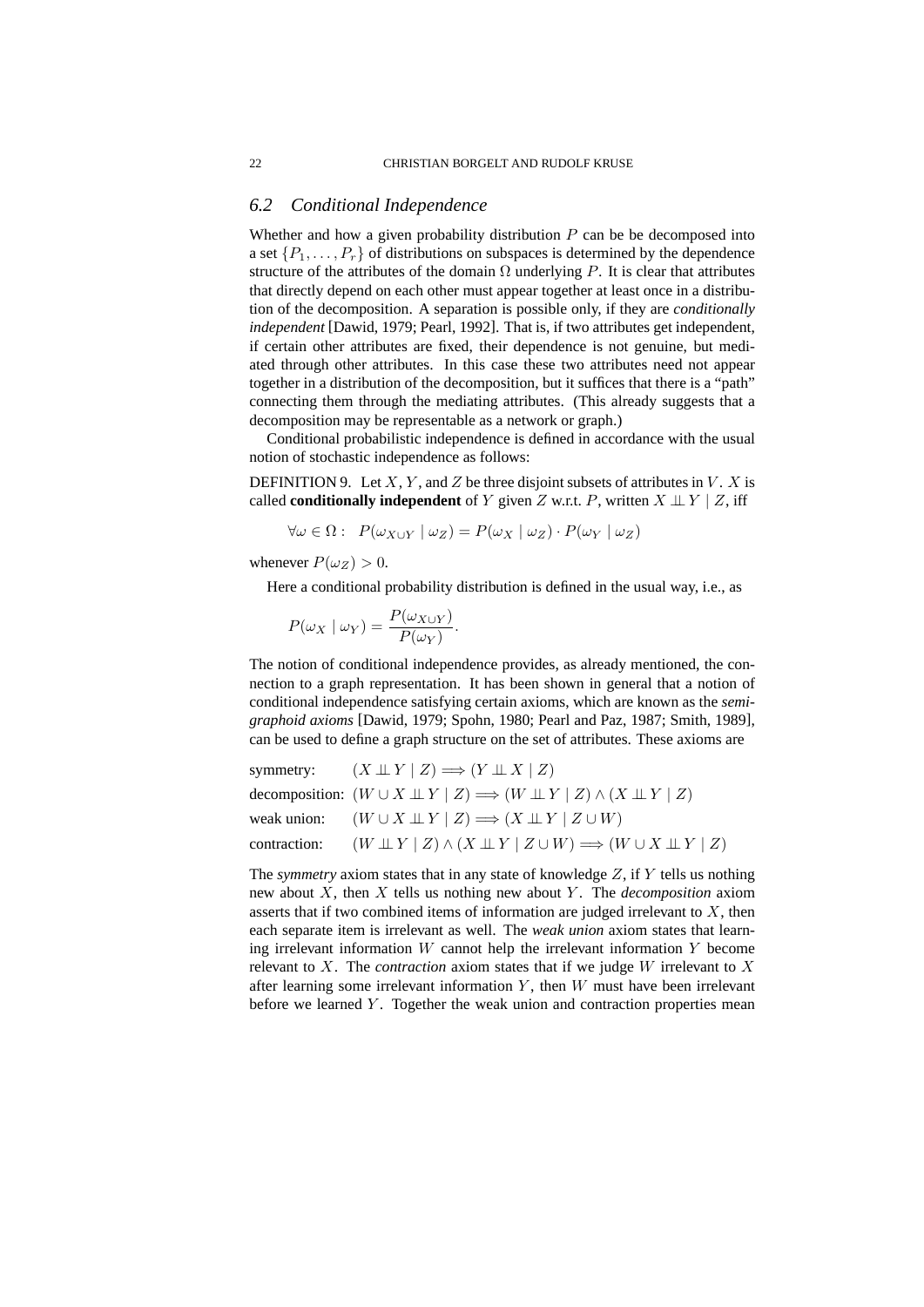### 6.2 *Conditional Independence*

Whether and how a given probability distribution $P$ can be be decomposed into a set $\{P_1, \ldots, P_r\}$ of distributions on subspaces is determined by the dependence structure of the attributes of the domain $\Omega$ underlying $P$. It is clear that attributes that directly depend on each other must appear together at least once in a distribution of the decomposition. A separation is possible only, if they are *conditionally independent* [Dawid, 1979; Pearl, 1992]. That is, if two attributes get independent, if certain other attributes are fixed, their dependence is not genuine, but mediated through other attributes. In this case these two attributes need not appear together in a distribution of the decomposition, but it suffices that there is a "path" connecting them through the mediating attributes. (This already suggests that a decomposition may be representable as a network or graph.)

Conditional probabilistic independence is defined in accordance with the usual notion of stochastic independence as follows:

DEFINITION 9. Let $X$, $Y$, and $Z$ be three disjoint subsets of attributes in $V$. $X$ is called **conditionally independent** of $Y$ given $Z$ w.r.t. $P$, written $X \perp\!\!\!\perp Y \mid Z$, iff

$$\forall \omega \in \Omega: \;\; P(\omega_{X \cup Y} \mid \omega_Z) = P(\omega_X \mid \omega_Z) \cdot P(\omega_Y \mid \omega_Z)$$

whenever $P(\omega_Z) > 0$.

Here a conditional probability distribution is defined in the usual way, i.e., as

$$P(\omega_X \mid \omega_Y) = \frac{P(\omega_{X \cup Y})}{P(\omega_Y)}.$$

The notion of conditional independence provides, as already mentioned, the connection to a graph representation. It has been shown in general that a notion of conditional independence satisfying certain axioms, which are known as the *semi-graphoid axioms* [Dawid, 1979; Spohn, 1980; Pearl and Paz, 1987; Smith, 1989], can be used to define a graph structure on the set of attributes. These axioms are

symmetry: $(X \perp\!\!\!\perp Y \mid Z) \Longrightarrow (Y \perp\!\!\!\perp X \mid Z)$

decomposition: $(W \cup X \perp\!\!\!\perp Y \mid Z) \Longrightarrow (W \perp\!\!\!\perp Y \mid Z) \wedge (X \perp\!\!\!\perp Y \mid Z)$

weak union: $(W \cup X \perp\!\!\!\perp Y \mid Z) \Longrightarrow (X \perp\!\!\!\perp Y \mid Z \cup W)$

contraction: $(W \perp\!\!\!\perp Y \mid Z) \wedge (X \perp\!\!\!\perp Y \mid Z \cup W) \Longrightarrow (W \cup X \perp\!\!\!\perp Y \mid Z)$

The *symmetry* axiom states that in any state of knowledge $Z$, if $Y$ tells us nothing new about $X$, then $X$ tells us nothing new about $Y$. The *decomposition* axiom asserts that if two combined items of information are judged irrelevant to $X$, then each separate item is irrelevant as well. The *weak union* axiom states that learning irrelevant information $W$ cannot help the irrelevant information $Y$ become relevant to $X$. The *contraction* axiom states that if we judge $W$ irrelevant to $X$ after learning some irrelevant information $Y$, then $W$ must have been irrelevant before we learned $Y$. Together the weak union and contraction properties mean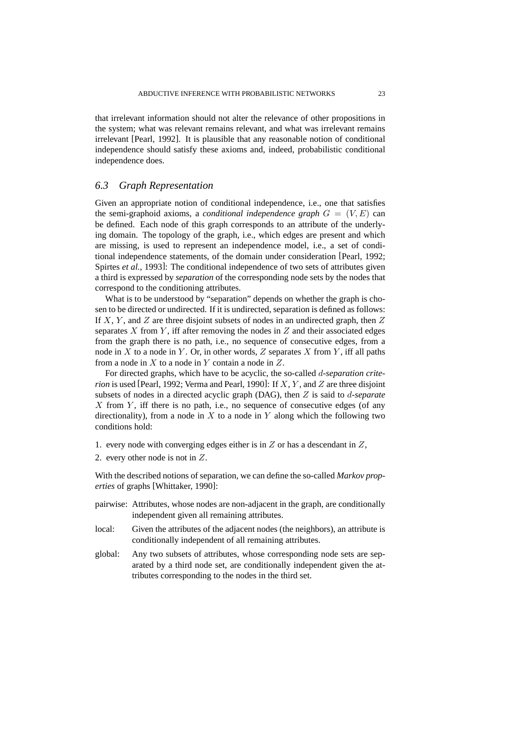that irrelevant information should not alter the relevance of other propositions in the system; what was relevant remains relevant, and what was irrelevant remains irrelevant [Pearl, 1992]. It is plausible that any reasonable notion of conditional independence should satisfy these axioms and, indeed, probabilistic conditional independence does.

## *6.3 Graph Representation*

Given an appropriate notion of conditional independence, i.e., one that satisfies the semi-graphoid axioms, a *conditional independence graph* $G = (V, E)$ can be defined. Each node of this graph corresponds to an attribute of the underlying domain. The topology of the graph, i.e., which edges are present and which are missing, is used to represent an independence model, i.e., a set of conditional independence statements, of the domain under consideration [Pearl, 1992; Spirtes *et al.*, 1993]: The conditional independence of two sets of attributes given a third is expressed by *separation* of the corresponding node sets by the nodes that correspond to the conditioning attributes.

What is to be understood by "separation" depends on whether the graph is chosen to be directed or undirected. If it is undirected, separation is defined as follows: If $X$, $Y$, and $Z$ are three disjoint subsets of nodes in an undirected graph, then $Z$ separates $X$ from $Y$, iff after removing the nodes in $Z$ and their associated edges from the graph there is no path, i.e., no sequence of consecutive edges, from a node in $X$ to a node in $Y$. Or, in other words, $Z$ separates $X$ from $Y$, iff all paths from a node in $X$ to a node in $Y$ contain a node in $Z$.

For directed graphs, which have to be acyclic, the so-called $d$-*separation criterion* is used [Pearl, 1992; Verma and Pearl, 1990]: If $X$, $Y$, and $Z$ are three disjoint subsets of nodes in a directed acyclic graph (DAG), then $Z$ is said to $d$-*separate* $X$ from $Y$, iff there is no path, i.e., no sequence of consecutive edges (of any directionality), from a node in $X$ to a node in $Y$ along which the following two conditions hold:

1. every node with converging edges either is in $Z$ or has a descendant in $Z$,
2. every other node is not in $Z$.

With the described notions of separation, we can define the so-called *Markov properties* of graphs [Whittaker, 1990]:

- pairwise: Attributes, whose nodes are non-adjacent in the graph, are conditionally independent given all remaining attributes.
- local: Given the attributes of the adjacent nodes (the neighbors), an attribute is conditionally independent of all remaining attributes.
- global: Any two subsets of attributes, whose corresponding node sets are separated by a third node set, are conditionally independent given the attributes corresponding to the nodes in the third set.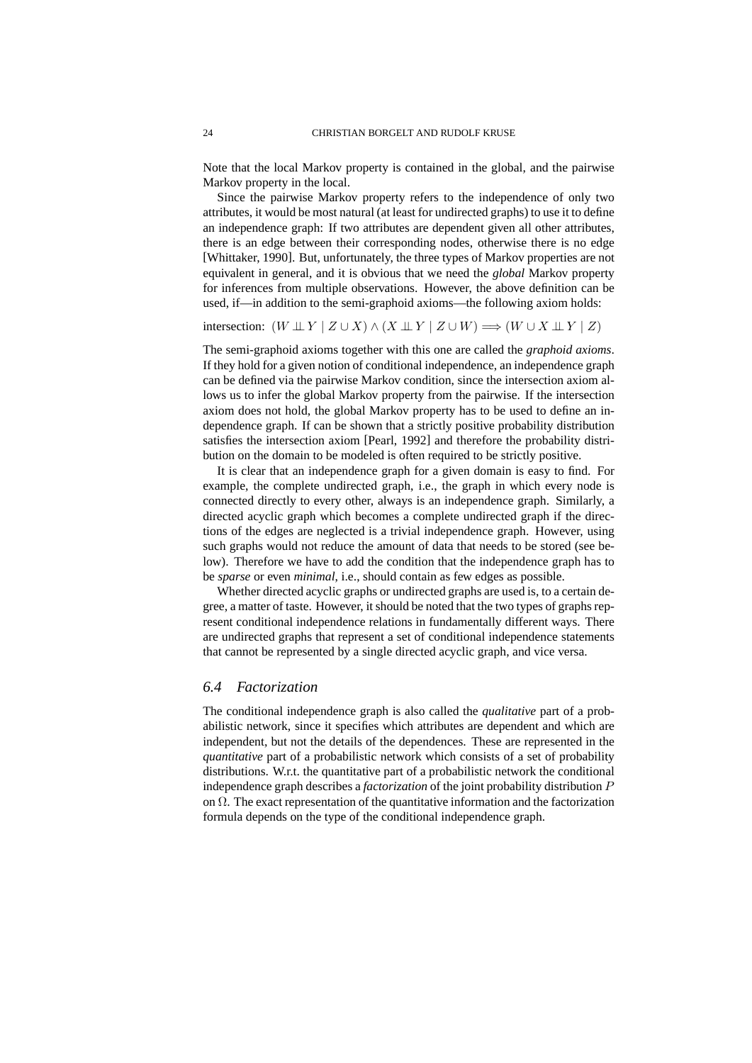Note that the local Markov property is contained in the global, and the pairwise Markov property in the local.

Since the pairwise Markov property refers to the independence of only two attributes, it would be most natural (at least for undirected graphs) to use it to define an independence graph: If two attributes are dependent given all other attributes, there is an edge between their corresponding nodes, otherwise there is no edge [Whittaker, 1990]. But, unfortunately, the three types of Markov properties are not equivalent in general, and it is obvious that we need the *global* Markov property for inferences from multiple observations. However, the above definition can be used, if—in addition to the semi-graphoid axioms—the following axiom holds:

intersection: $(W \perp\!\!\!\perp Y \mid Z \cup X) \wedge (X \perp\!\!\!\perp Y \mid Z \cup W) \Longrightarrow (W \cup X \perp\!\!\!\perp Y \mid Z)$

The semi-graphoid axioms together with this one are called the *graphoid axioms*. If they hold for a given notion of conditional independence, an independence graph can be defined via the pairwise Markov condition, since the intersection axiom allows us to infer the global Markov property from the pairwise. If the intersection axiom does not hold, the global Markov property has to be used to define an independence graph. If can be shown that a strictly positive probability distribution satisfies the intersection axiom [Pearl, 1992] and therefore the probability distribution on the domain to be modeled is often required to be strictly positive.

It is clear that an independence graph for a given domain is easy to find. For example, the complete undirected graph, i.e., the graph in which every node is connected directly to every other, always is an independence graph. Similarly, a directed acyclic graph which becomes a complete undirected graph if the directions of the edges are neglected is a trivial independence graph. However, using such graphs would not reduce the amount of data that needs to be stored (see below). Therefore we have to add the condition that the independence graph has to be *sparse* or even *minimal*, i.e., should contain as few edges as possible.

Whether directed acyclic graphs or undirected graphs are used is, to a certain degree, a matter of taste. However, it should be noted that the two types of graphs represent conditional independence relations in fundamentally different ways. There are undirected graphs that represent a set of conditional independence statements that cannot be represented by a single directed acyclic graph, and vice versa.

## *6.4 Factorization*

The conditional independence graph is also called the *qualitative* part of a probabilistic network, since it specifies which attributes are dependent and which are independent, but not the details of the dependences. These are represented in the *quantitative* part of a probabilistic network which consists of a set of probability distributions. W.r.t. the quantitative part of a probabilistic network the conditional independence graph describes a *factorization* of the joint probability distribution $P$ on $\Omega$. The exact representation of the quantitative information and the factorization formula depends on the type of the conditional independence graph.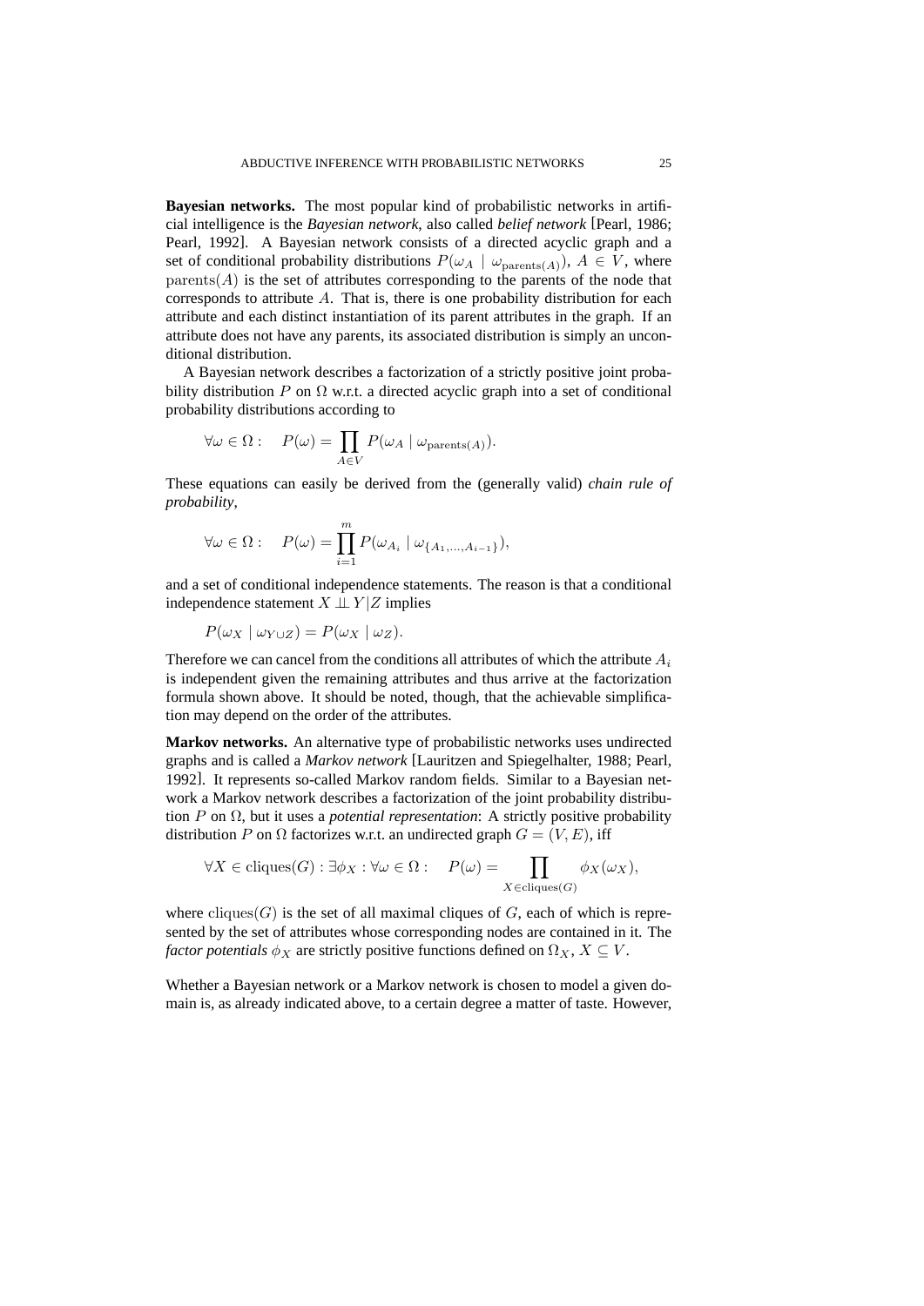**Bayesian networks.** The most popular kind of probabilistic networks in artificial intelligence is the *Bayesian network*, also called *belief network* [Pearl, 1986; Pearl, 1992]. A Bayesian network consists of a directed acyclic graph and a set of conditional probability distributions $P(\omega_A \mid \omega_{\text{parents}(A)})$, $A \in V$, where $\text{parents}(A)$ is the set of attributes corresponding to the parents of the node that corresponds to attribute $A$. That is, there is one probability distribution for each attribute and each distinct instantiation of its parent attributes in the graph. If an attribute does not have any parents, its associated distribution is simply an unconditional distribution.

A Bayesian network describes a factorization of a strictly positive joint probability distribution $P$ on $\Omega$ w.r.t. a directed acyclic graph into a set of conditional probability distributions according to

$$\forall \omega \in \Omega : \quad P(\omega) = \prod_{A \in V} P(\omega_A \mid \omega_{\text{parents}(A)}).$$

These equations can easily be derived from the (generally valid) *chain rule of probability*,

$$\forall \omega \in \Omega : \quad P(\omega) = \prod_{i=1}^{m} P(\omega_{A_i} \mid \omega_{\{A_1,\ldots,A_{i-1}\}}),$$

and a set of conditional independence statements. The reason is that a conditional independence statement $X \perp\!\!\!\perp Y | Z$ implies

$$P(\omega_X \mid \omega_{Y \cup Z}) = P(\omega_X \mid \omega_Z).$$

Therefore we can cancel from the conditions all attributes of which the attribute $A_i$ is independent given the remaining attributes and thus arrive at the factorization formula shown above. It should be noted, though, that the achievable simplification may depend on the order of the attributes.

**Markov networks.** An alternative type of probabilistic networks uses undirected graphs and is called a *Markov network* [Lauritzen and Spiegelhalter, 1988; Pearl, 1992]. It represents so-called Markov random fields. Similar to a Bayesian network a Markov network describes a factorization of the joint probability distribution $P$ on $\Omega$, but it uses a *potential representation*: A strictly positive probability distribution $P$ on $\Omega$ factorizes w.r.t. an undirected graph $G = (V, E)$, iff

$$\forall X \in \text{cliques}(G) : \exists \phi_X : \forall \omega \in \Omega : \quad P(\omega) = \prod_{X \in \text{cliques}(G)} \phi_X(\omega_X),$$

where $\text{cliques}(G)$ is the set of all maximal cliques of $G$, each of which is represented by the set of attributes whose corresponding nodes are contained in it. The *factor potentials* $\phi_X$ are strictly positive functions defined on $\Omega_X$, $X \subseteq V$.

Whether a Bayesian network or a Markov network is chosen to model a given domain is, as already indicated above, to a certain degree a matter of taste. However,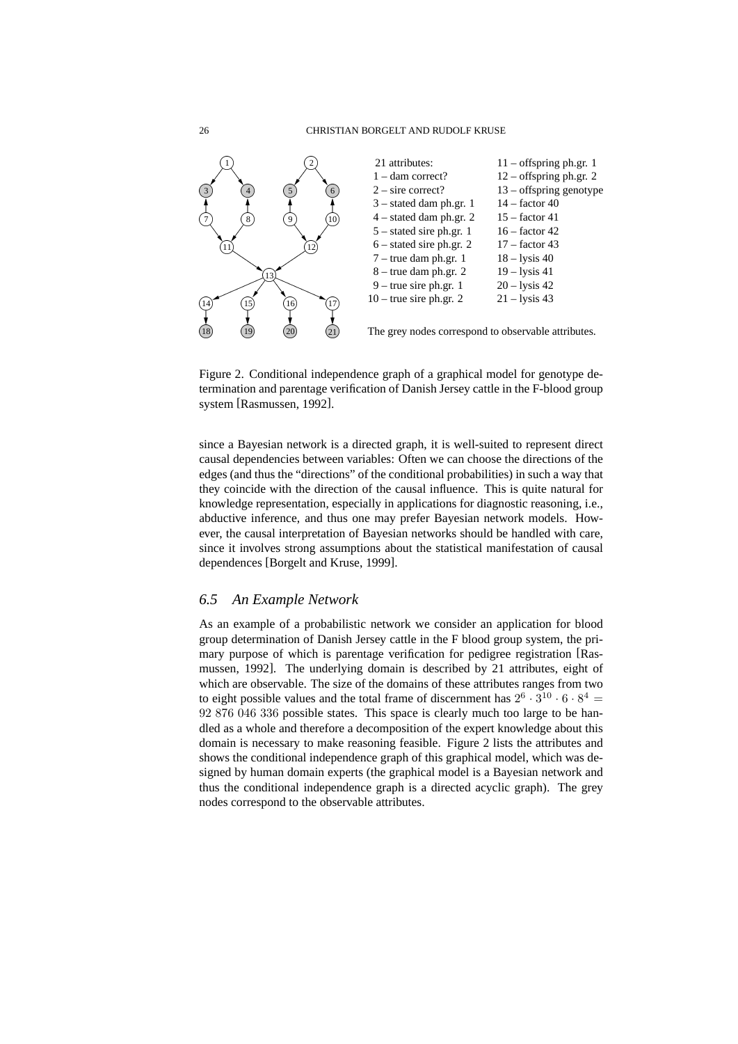21 attributes:
1 – dam correct?
2 – sire correct?
3 – stated dam ph.gr. 1
4 – stated dam ph.gr. 2
5 – stated sire ph.gr. 1
6 – stated sire ph.gr. 2
7 – true dam ph.gr. 1
8 – true dam ph.gr. 2
9 – true sire ph.gr. 1
10 – true sire ph.gr. 2
11 – offspring ph.gr. 1
12 – offspring ph.gr. 2
13 – offspring genotype
14 – factor 40
15 – factor 41
16 – factor 42
17 – factor 43
18 – lysis 40
19 – lysis 41
20 – lysis 42
21 – lysis 43

The grey nodes correspond to observable attributes.

Figure 2. Conditional independence graph of a graphical model for genotype determination and parentage verification of Danish Jersey cattle in the F-blood group system [Rasmussen, 1992].

since a Bayesian network is a directed graph, it is well-suited to represent direct causal dependencies between variables: Often we can choose the directions of the edges (and thus the "directions" of the conditional probabilities) in such a way that they coincide with the direction of the causal influence. This is quite natural for knowledge representation, especially in applications for diagnostic reasoning, i.e., abductive inference, and thus one may prefer Bayesian network models. However, the causal interpretation of Bayesian networks should be handled with care, since it involves strong assumptions about the statistical manifestation of causal dependences [Borgelt and Kruse, 1999].

### *6.5 An Example Network*

As an example of a probabilistic network we consider an application for blood group determination of Danish Jersey cattle in the F blood group system, the primary purpose of which is parentage verification for pedigree registration [Rasmussen, 1992]. The underlying domain is described by 21 attributes, eight of which are observable. The size of the domains of these attributes ranges from two to eight possible values and the total frame of discernment has $2^6 \cdot 3^{10} \cdot 6 \cdot 8^4 = 92\ 876\ 046\ 336$ possible states. This space is clearly much too large to be handled as a whole and therefore a decomposition of the expert knowledge about this domain is necessary to make reasoning feasible. Figure 2 lists the attributes and shows the conditional independence graph of this graphical model, which was designed by human domain experts (the graphical model is a Bayesian network and thus the conditional independence graph is a directed acyclic graph). The grey nodes correspond to the observable attributes.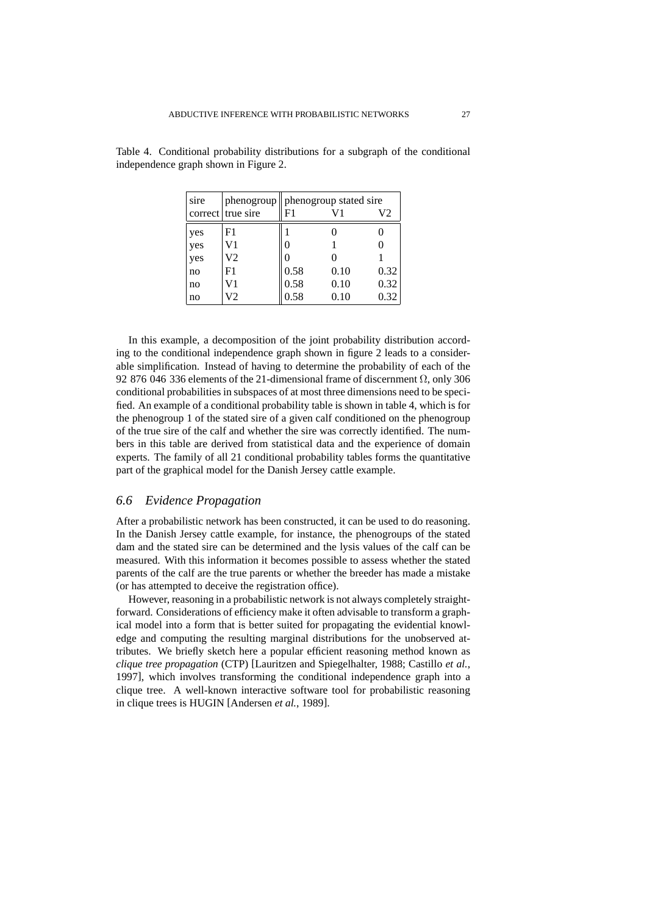Table 4. Conditional probability distributions for a subgraph of the conditional independence graph shown in Figure 2.

| sire correct | phenogroup true sire | phenogroup stated sire F1 | V1 | V2 |
|---|---|---|---|---|
| yes | F1 | 1 | 0 | 0 |
| yes | V1 | 0 | 1 | 0 |
| yes | V2 | 0 | 0 | 1 |
| no | F1 | 0.58 | 0.10 | 0.32 |
| no | V1 | 0.58 | 0.10 | 0.32 |
| no | V2 | 0.58 | 0.10 | 0.32 |

In this example, a decomposition of the joint probability distribution according to the conditional independence graph shown in figure 2 leads to a considerable simplification. Instead of having to determine the probability of each of the 92 876 046 336 elements of the 21-dimensional frame of discernment $\Omega$, only 306 conditional probabilities in subspaces of at most three dimensions need to be specified. An example of a conditional probability table is shown in table 4, which is for the phenogroup 1 of the stated sire of a given calf conditioned on the phenogroup of the true sire of the calf and whether the sire was correctly identified. The numbers in this table are derived from statistical data and the experience of domain experts. The family of all 21 conditional probability tables forms the quantitative part of the graphical model for the Danish Jersey cattle example.

### *6.6 Evidence Propagation*

After a probabilistic network has been constructed, it can be used to do reasoning. In the Danish Jersey cattle example, for instance, the phenogroups of the stated dam and the stated sire can be determined and the lysis values of the calf can be measured. With this information it becomes possible to assess whether the stated parents of the calf are the true parents or whether the breeder has made a mistake (or has attempted to deceive the registration office).

However, reasoning in a probabilistic network is not always completely straightforward. Considerations of efficiency make it often advisable to transform a graphical model into a form that is better suited for propagating the evidential knowledge and computing the resulting marginal distributions for the unobserved attributes. We briefly sketch here a popular efficient reasoning method known as *clique tree propagation* (CTP) [Lauritzen and Spiegelhalter, 1988; Castillo *et al.*, 1997], which involves transforming the conditional independence graph into a clique tree. A well-known interactive software tool for probabilistic reasoning in clique trees is HUGIN [Andersen *et al.*, 1989].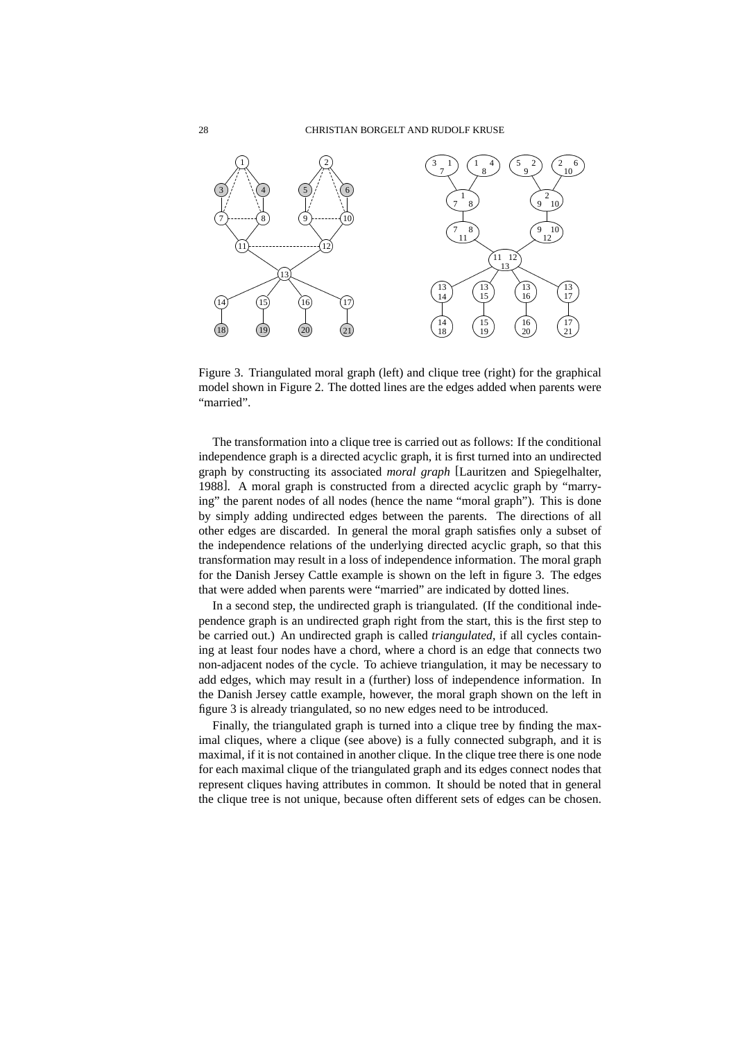Figure 3. Triangulated moral graph (left) and clique tree (right) for the graphical model shown in Figure 2. The dotted lines are the edges added when parents were "married".

The transformation into a clique tree is carried out as follows: If the conditional independence graph is a directed acyclic graph, it is first turned into an undirected graph by constructing its associated *moral graph* [Lauritzen and Spiegelhalter, 1988]. A moral graph is constructed from a directed acyclic graph by "marrying" the parent nodes of all nodes (hence the name "moral graph"). This is done by simply adding undirected edges between the parents. The directions of all other edges are discarded. In general the moral graph satisfies only a subset of the independence relations of the underlying directed acyclic graph, so that this transformation may result in a loss of independence information. The moral graph for the Danish Jersey Cattle example is shown on the left in figure 3. The edges that were added when parents were "married" are indicated by dotted lines.

In a second step, the undirected graph is triangulated. (If the conditional independence graph is an undirected graph right from the start, this is the first step to be carried out.) An undirected graph is called *triangulated*, if all cycles containing at least four nodes have a chord, where a chord is an edge that connects two non-adjacent nodes of the cycle. To achieve triangulation, it may be necessary to add edges, which may result in a (further) loss of independence information. In the Danish Jersey cattle example, however, the moral graph shown on the left in figure 3 is already triangulated, so no new edges need to be introduced.

Finally, the triangulated graph is turned into a clique tree by finding the maximal cliques, where a clique (see above) is a fully connected subgraph, and it is maximal, if it is not contained in another clique. In the clique tree there is one node for each maximal clique of the triangulated graph and its edges connect nodes that represent cliques having attributes in common. It should be noted that in general the clique tree is not unique, because often different sets of edges can be chosen.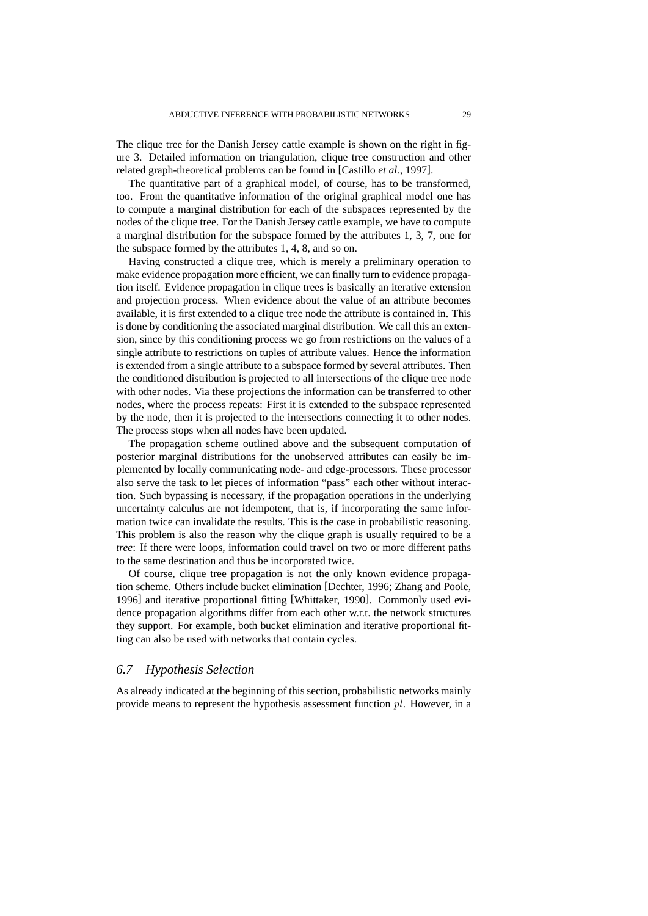The clique tree for the Danish Jersey cattle example is shown on the right in figure 3. Detailed information on triangulation, clique tree construction and other related graph-theoretical problems can be found in [Castillo *et al.*, 1997].

The quantitative part of a graphical model, of course, has to be transformed, too. From the quantitative information of the original graphical model one has to compute a marginal distribution for each of the subspaces represented by the nodes of the clique tree. For the Danish Jersey cattle example, we have to compute a marginal distribution for the subspace formed by the attributes 1, 3, 7, one for the subspace formed by the attributes 1, 4, 8, and so on.

Having constructed a clique tree, which is merely a preliminary operation to make evidence propagation more efficient, we can finally turn to evidence propagation itself. Evidence propagation in clique trees is basically an iterative extension and projection process. When evidence about the value of an attribute becomes available, it is first extended to a clique tree node the attribute is contained in. This is done by conditioning the associated marginal distribution. We call this an extension, since by this conditioning process we go from restrictions on the values of a single attribute to restrictions on tuples of attribute values. Hence the information is extended from a single attribute to a subspace formed by several attributes. Then the conditioned distribution is projected to all intersections of the clique tree node with other nodes. Via these projections the information can be transferred to other nodes, where the process repeats: First it is extended to the subspace represented by the node, then it is projected to the intersections connecting it to other nodes. The process stops when all nodes have been updated.

The propagation scheme outlined above and the subsequent computation of posterior marginal distributions for the unobserved attributes can easily be implemented by locally communicating node- and edge-processors. These processor also serve the task to let pieces of information "pass" each other without interaction. Such bypassing is necessary, if the propagation operations in the underlying uncertainty calculus are not idempotent, that is, if incorporating the same information twice can invalidate the results. This is the case in probabilistic reasoning. This problem is also the reason why the clique graph is usually required to be a *tree*: If there were loops, information could travel on two or more different paths to the same destination and thus be incorporated twice.

Of course, clique tree propagation is not the only known evidence propagation scheme. Others include bucket elimination [Dechter, 1996; Zhang and Poole, 1996] and iterative proportional fitting [Whittaker, 1990]. Commonly used evidence propagation algorithms differ from each other w.r.t. the network structures they support. For example, both bucket elimination and iterative proportional fitting can also be used with networks that contain cycles.

## *6.7 Hypothesis Selection*

As already indicated at the beginning of this section, probabilistic networks mainly provide means to represent the hypothesis assessment function $pl$. However, in a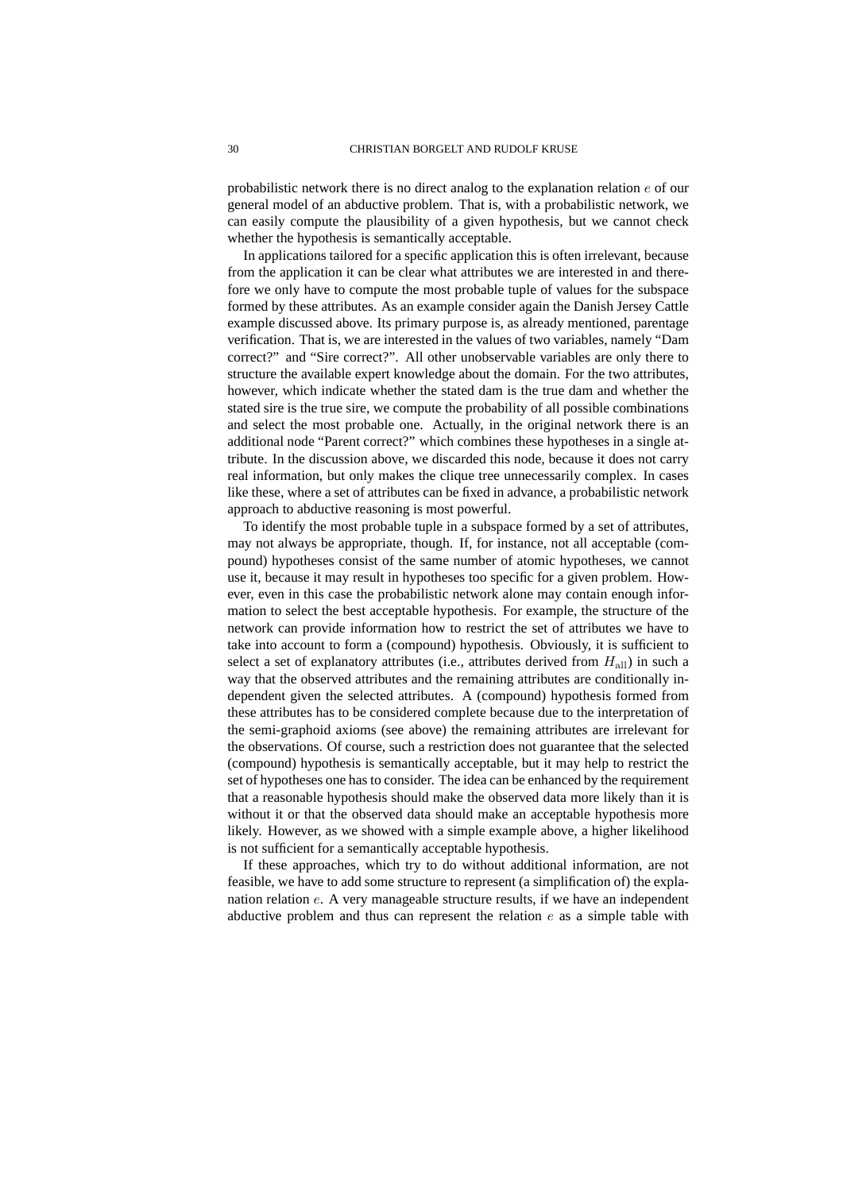probabilistic network there is no direct analog to the explanation relation $e$ of our general model of an abductive problem. That is, with a probabilistic network, we can easily compute the plausibility of a given hypothesis, but we cannot check whether the hypothesis is semantically acceptable.

In applications tailored for a specific application this is often irrelevant, because from the application it can be clear what attributes we are interested in and therefore we only have to compute the most probable tuple of values for the subspace formed by these attributes. As an example consider again the Danish Jersey Cattle example discussed above. Its primary purpose is, as already mentioned, parentage verification. That is, we are interested in the values of two variables, namely "Dam correct?" and "Sire correct?". All other unobservable variables are only there to structure the available expert knowledge about the domain. For the two attributes, however, which indicate whether the stated dam is the true dam and whether the stated sire is the true sire, we compute the probability of all possible combinations and select the most probable one. Actually, in the original network there is an additional node "Parent correct?" which combines these hypotheses in a single attribute. In the discussion above, we discarded this node, because it does not carry real information, but only makes the clique tree unnecessarily complex. In cases like these, where a set of attributes can be fixed in advance, a probabilistic network approach to abductive reasoning is most powerful.

To identify the most probable tuple in a subspace formed by a set of attributes, may not always be appropriate, though. If, for instance, not all acceptable (compound) hypotheses consist of the same number of atomic hypotheses, we cannot use it, because it may result in hypotheses too specific for a given problem. However, even in this case the probabilistic network alone may contain enough information to select the best acceptable hypothesis. For example, the structure of the network can provide information how to restrict the set of attributes we have to take into account to form a (compound) hypothesis. Obviously, it is sufficient to select a set of explanatory attributes (i.e., attributes derived from $H_{\text{all}}$) in such a way that the observed attributes and the remaining attributes are conditionally independent given the selected attributes. A (compound) hypothesis formed from these attributes has to be considered complete because due to the interpretation of the semi-graphoid axioms (see above) the remaining attributes are irrelevant for the observations. Of course, such a restriction does not guarantee that the selected (compound) hypothesis is semantically acceptable, but it may help to restrict the set of hypotheses one has to consider. The idea can be enhanced by the requirement that a reasonable hypothesis should make the observed data more likely than it is without it or that the observed data should make an acceptable hypothesis more likely. However, as we showed with a simple example above, a higher likelihood is not sufficient for a semantically acceptable hypothesis.

If these approaches, which try to do without additional information, are not feasible, we have to add some structure to represent (a simplification of) the explanation relation $e$. A very manageable structure results, if we have an independent abductive problem and thus can represent the relation $e$ as a simple table with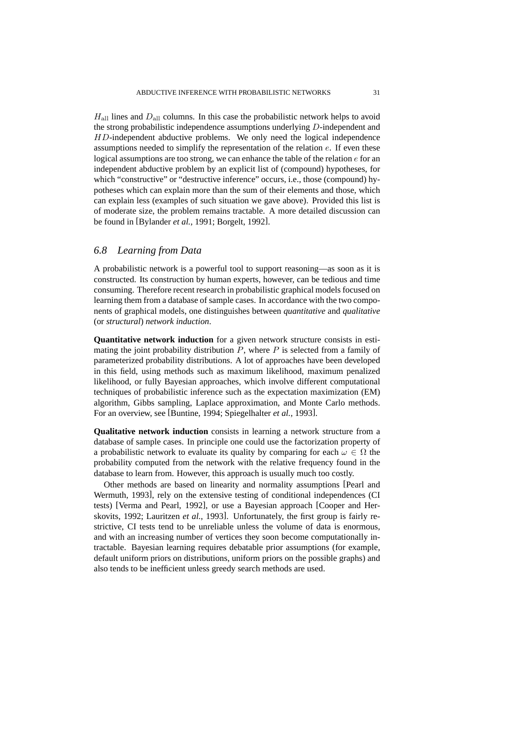$H_{\text{all}}$ lines and $D_{\text{all}}$ columns. In this case the probabilistic network helps to avoid the strong probabilistic independence assumptions underlying $D$-independent and $HD$-independent abductive problems. We only need the logical independence assumptions needed to simplify the representation of the relation $e$. If even these logical assumptions are too strong, we can enhance the table of the relation $e$ for an independent abductive problem by an explicit list of (compound) hypotheses, for which "constructive" or "destructive inference" occurs, i.e., those (compound) hypotheses which can explain more than the sum of their elements and those, which can explain less (examples of such situation we gave above). Provided this list is of moderate size, the problem remains tractable. A more detailed discussion can be found in [Bylander *et al.*, 1991; Borgelt, 1992].

## *6.8 Learning from Data*

A probabilistic network is a powerful tool to support reasoning—as soon as it is constructed. Its construction by human experts, however, can be tedious and time consuming. Therefore recent research in probabilistic graphical models focused on learning them from a database of sample cases. In accordance with the two components of graphical models, one distinguishes between *quantitative* and *qualitative* (or *structural*) *network induction*.

**Quantitative network induction** for a given network structure consists in estimating the joint probability distribution $P$, where $P$ is selected from a family of parameterized probability distributions. A lot of approaches have been developed in this field, using methods such as maximum likelihood, maximum penalized likelihood, or fully Bayesian approaches, which involve different computational techniques of probabilistic inference such as the expectation maximization (EM) algorithm, Gibbs sampling, Laplace approximation, and Monte Carlo methods. For an overview, see [Buntine, 1994; Spiegelhalter *et al.*, 1993].

**Qualitative network induction** consists in learning a network structure from a database of sample cases. In principle one could use the factorization property of a probabilistic network to evaluate its quality by comparing for each $\omega \in \Omega$ the probability computed from the network with the relative frequency found in the database to learn from. However, this approach is usually much too costly.

Other methods are based on linearity and normality assumptions [Pearl and Wermuth, 1993], rely on the extensive testing of conditional independences (CI tests) [Verma and Pearl, 1992], or use a Bayesian approach [Cooper and Herskovits, 1992; Lauritzen *et al.*, 1993]. Unfortunately, the first group is fairly restrictive, CI tests tend to be unreliable unless the volume of data is enormous, and with an increasing number of vertices they soon become computationally intractable. Bayesian learning requires debatable prior assumptions (for example, default uniform priors on distributions, uniform priors on the possible graphs) and also tends to be inefficient unless greedy search methods are used.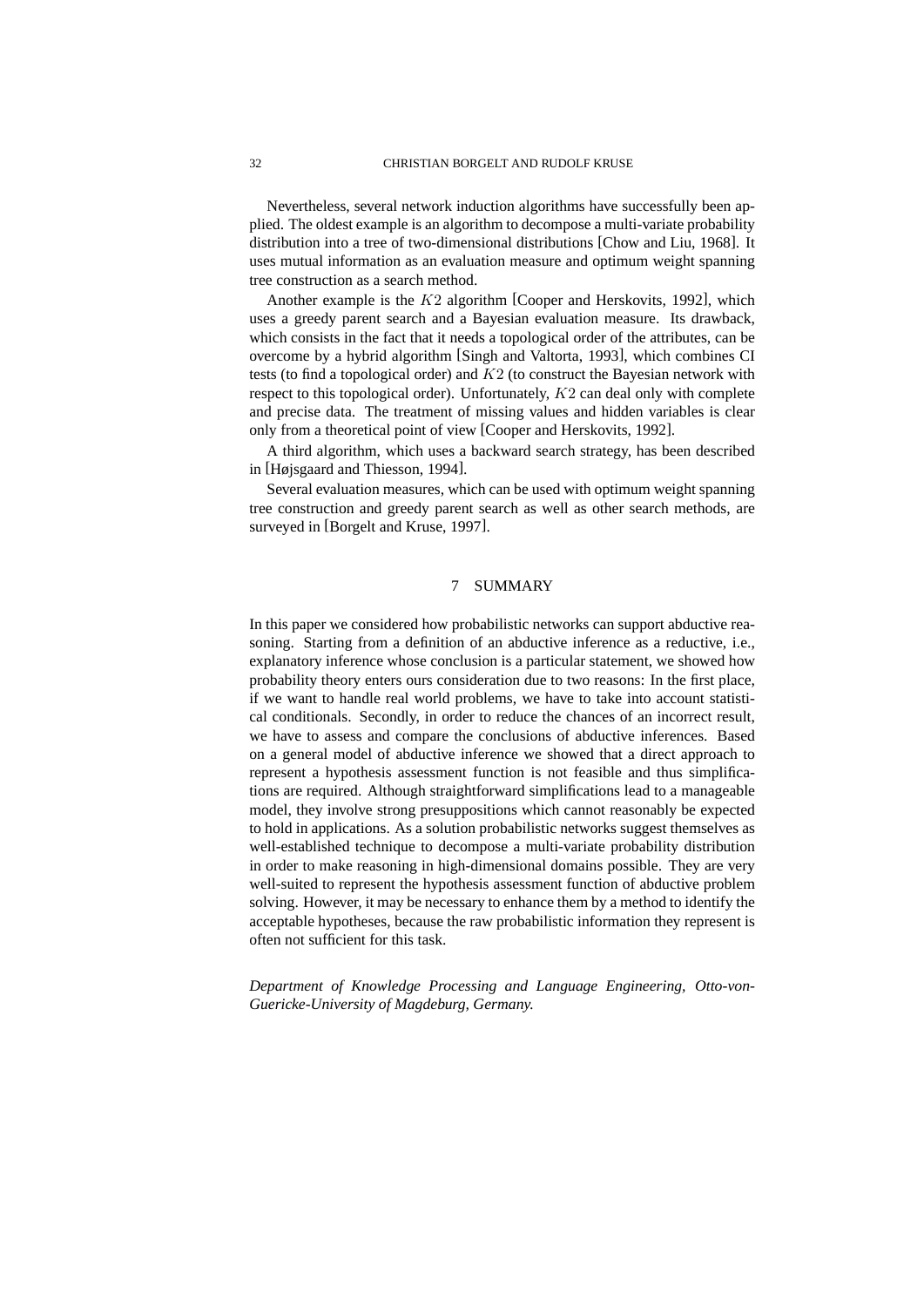Nevertheless, several network induction algorithms have successfully been applied. The oldest example is an algorithm to decompose a multi-variate probability distribution into a tree of two-dimensional distributions [Chow and Liu, 1968]. It uses mutual information as an evaluation measure and optimum weight spanning tree construction as a search method.

Another example is the $K2$ algorithm [Cooper and Herskovits, 1992], which uses a greedy parent search and a Bayesian evaluation measure. Its drawback, which consists in the fact that it needs a topological order of the attributes, can be overcome by a hybrid algorithm [Singh and Valtorta, 1993], which combines CI tests (to find a topological order) and $K2$ (to construct the Bayesian network with respect to this topological order). Unfortunately, $K2$ can deal only with complete and precise data. The treatment of missing values and hidden variables is clear only from a theoretical point of view [Cooper and Herskovits, 1992].

A third algorithm, which uses a backward search strategy, has been described in [Højsgaard and Thiesson, 1994].

Several evaluation measures, which can be used with optimum weight spanning tree construction and greedy parent search as well as other search methods, are surveyed in [Borgelt and Kruse, 1997].

## 7 SUMMARY

In this paper we considered how probabilistic networks can support abductive reasoning. Starting from a definition of an abductive inference as a reductive, i.e., explanatory inference whose conclusion is a particular statement, we showed how probability theory enters ours consideration due to two reasons: In the first place, if we want to handle real world problems, we have to take into account statistical conditionals. Secondly, in order to reduce the chances of an incorrect result, we have to assess and compare the conclusions of abductive inferences. Based on a general model of abductive inference we showed that a direct approach to represent a hypothesis assessment function is not feasible and thus simplifications are required. Although straightforward simplifications lead to a manageable model, they involve strong presuppositions which cannot reasonably be expected to hold in applications. As a solution probabilistic networks suggest themselves as well-established technique to decompose a multi-variate probability distribution in order to make reasoning in high-dimensional domains possible. They are very well-suited to represent the hypothesis assessment function of abductive problem solving. However, it may be necessary to enhance them by a method to identify the acceptable hypotheses, because the raw probabilistic information they represent is often not sufficient for this task.

*Department of Knowledge Processing and Language Engineering, Otto-von-Guericke-University of Magdeburg, Germany.*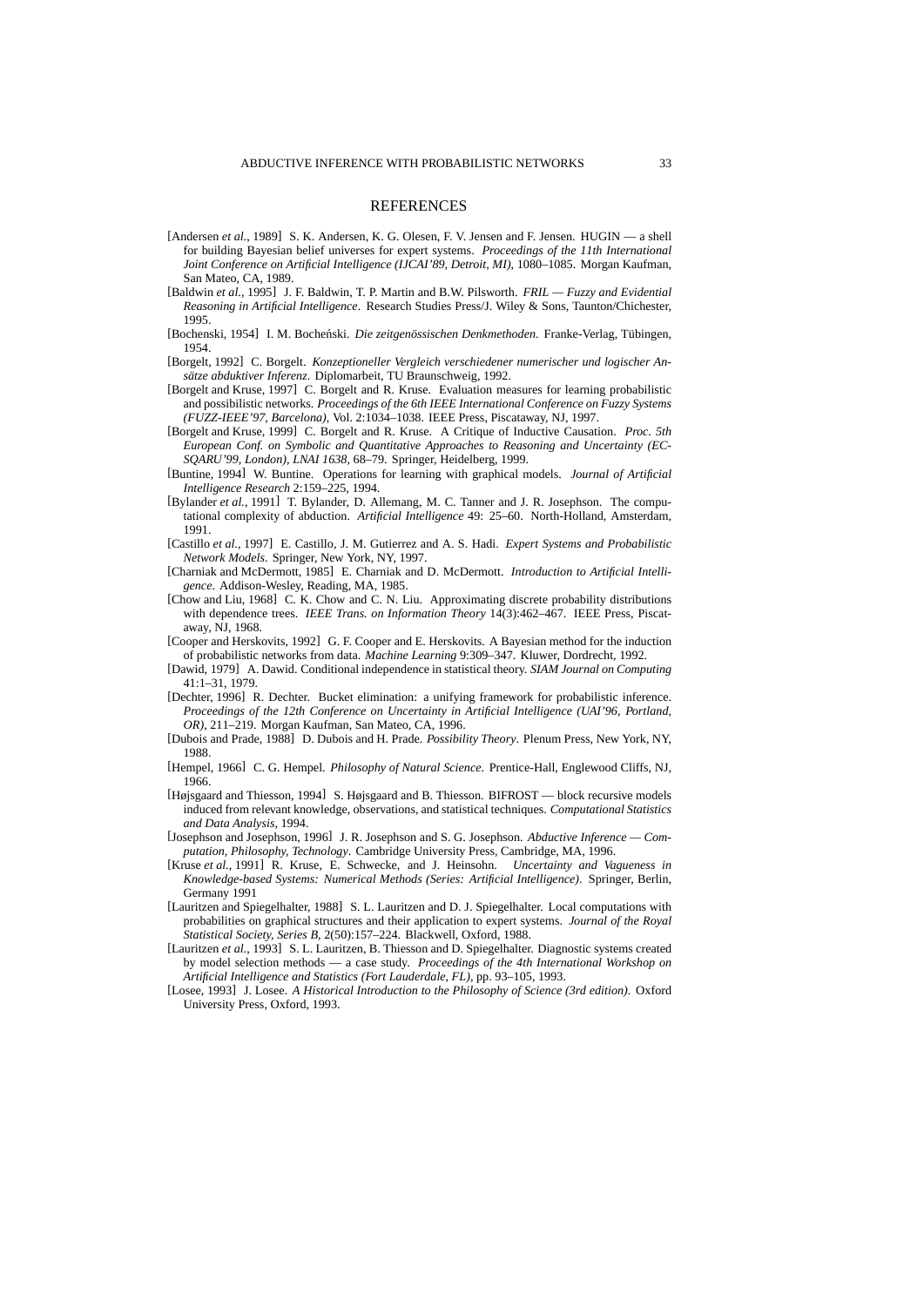# REFERENCES

[Andersen *et al.*, 1989] S. K. Andersen, K. G. Olesen, F. V. Jensen and F. Jensen. HUGIN — a shell for building Bayesian belief universes for expert systems. *Proceedings of the 11th International Joint Conference on Artificial Intelligence (IJCAI'89, Detroit, MI)*, 1080–1085. Morgan Kaufman, San Mateo, CA, 1989.

[Baldwin *et al.*, 1995] J. F. Baldwin, T. P. Martin and B.W. Pilsworth. *FRIL — Fuzzy and Evidential Reasoning in Artificial Intelligence*. Research Studies Press/J. Wiley & Sons, Taunton/Chichester, 1995.

[Bochenski, 1954] I. M. Bocheński. *Die zeitgenössischen Denkmethoden*. Franke-Verlag, Tübingen, 1954.

[Borgelt, 1992] C. Borgelt. *Konzeptioneller Vergleich verschiedener numerischer und logischer Ansätze abduktiver Inferenz*. Diplomarbeit, TU Braunschweig, 1992.

[Borgelt and Kruse, 1997] C. Borgelt and R. Kruse. Evaluation measures for learning probabilistic and possibilistic networks. *Proceedings of the 6th IEEE International Conference on Fuzzy Systems (FUZZ-IEEE'97, Barcelona)*, Vol. 2:1034–1038. IEEE Press, Piscataway, NJ, 1997.

[Borgelt and Kruse, 1999] C. Borgelt and R. Kruse. A Critique of Inductive Causation. *Proc. 5th European Conf. on Symbolic and Quantitative Approaches to Reasoning and Uncertainty (ECSQARU'99, London), LNAI 1638*, 68–79. Springer, Heidelberg, 1999.

[Buntine, 1994] W. Buntine. Operations for learning with graphical models. *Journal of Artificial Intelligence Research* 2:159–225, 1994.

[Bylander *et al.*, 1991] T. Bylander, D. Allemang, M. C. Tanner and J. R. Josephson. The computational complexity of abduction. *Artificial Intelligence* 49: 25–60. North-Holland, Amsterdam, 1991.

[Castillo *et al.*, 1997] E. Castillo, J. M. Gutierrez and A. S. Hadi. *Expert Systems and Probabilistic Network Models*. Springer, New York, NY, 1997.

[Charniak and McDermott, 1985] E. Charniak and D. McDermott. *Introduction to Artificial Intelligence*. Addison-Wesley, Reading, MA, 1985.

[Chow and Liu, 1968] C. K. Chow and C. N. Liu. Approximating discrete probability distributions with dependence trees. *IEEE Trans. on Information Theory* 14(3):462–467. IEEE Press, Piscataway, NJ, 1968.

[Cooper and Herskovits, 1992] G. F. Cooper and E. Herskovits. A Bayesian method for the induction of probabilistic networks from data. *Machine Learning* 9:309–347. Kluwer, Dordrecht, 1992.

[Dawid, 1979] A. Dawid. Conditional independence in statistical theory. *SIAM Journal on Computing* 41:1–31, 1979.

[Dechter, 1996] R. Dechter. Bucket elimination: a unifying framework for probabilistic inference. *Proceedings of the 12th Conference on Uncertainty in Artificial Intelligence (UAI'96, Portland, OR)*, 211–219. Morgan Kaufman, San Mateo, CA, 1996.

[Dubois and Prade, 1988] D. Dubois and H. Prade. *Possibility Theory*. Plenum Press, New York, NY, 1988.

[Hempel, 1966] C. G. Hempel. *Philosophy of Natural Science*. Prentice-Hall, Englewood Cliffs, NJ, 1966.

[Højsgaard and Thiesson, 1994] S. Højsgaard and B. Thiesson. BIFROST — block recursive models induced from relevant knowledge, observations, and statistical techniques. *Computational Statistics and Data Analysis*, 1994.

[Josephson and Josephson, 1996] J. R. Josephson and S. G. Josephson. *Abductive Inference — Computation, Philosophy, Technology*. Cambridge University Press, Cambridge, MA, 1996.

[Kruse *et al.*, 1991] R. Kruse, E. Schwecke, and J. Heinsohn. *Uncertainty and Vagueness in Knowledge-based Systems: Numerical Methods (Series: Artificial Intelligence)*. Springer, Berlin, Germany 1991

[Lauritzen and Spiegelhalter, 1988] S. L. Lauritzen and D. J. Spiegelhalter. Local computations with probabilities on graphical structures and their application to expert systems. *Journal of the Royal Statistical Society, Series B*, 2(50):157–224. Blackwell, Oxford, 1988.

[Lauritzen *et al.*, 1993] S. L. Lauritzen, B. Thiesson and D. Spiegelhalter. Diagnostic systems created by model selection methods — a case study. *Proceedings of the 4th International Workshop on Artificial Intelligence and Statistics (Fort Lauderdale, FL)*, pp. 93–105, 1993.

[Losee, 1993] J. Losee. *A Historical Introduction to the Philosophy of Science (3rd edition)*. Oxford University Press, Oxford, 1993.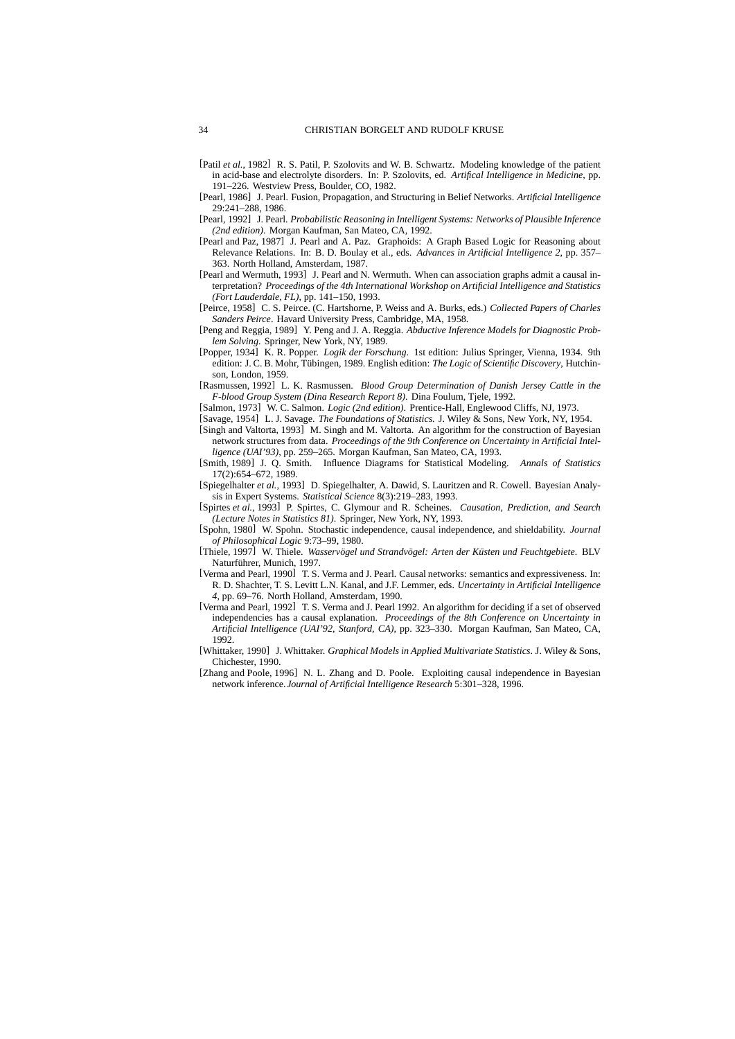[Patil *et al.*, 1982] R. S. Patil, P. Szolovits and W. B. Schwartz. Modeling knowledge of the patient in acid-base and electrolyte disorders. In: P. Szolovits, ed. *Artifical Intelligence in Medicine*, pp. 191–226. Westview Press, Boulder, CO, 1982.

[Pearl, 1986] J. Pearl. Fusion, Propagation, and Structuring in Belief Networks. *Artificial Intelligence* 29:241–288, 1986.

[Pearl, 1992] J. Pearl. *Probabilistic Reasoning in Intelligent Systems: Networks of Plausible Inference (2nd edition)*. Morgan Kaufman, San Mateo, CA, 1992.

[Pearl and Paz, 1987] J. Pearl and A. Paz. Graphoids: A Graph Based Logic for Reasoning about Relevance Relations. In: B. D. Boulay et al., eds. *Advances in Artificial Intelligence 2*, pp. 357–363. North Holland, Amsterdam, 1987.

[Pearl and Wermuth, 1993] J. Pearl and N. Wermuth. When can association graphs admit a causal interpretation? *Proceedings of the 4th International Workshop on Artificial Intelligence and Statistics (Fort Lauderdale, FL)*, pp. 141–150, 1993.

[Peirce, 1958] C. S. Peirce. (C. Hartshorne, P. Weiss and A. Burks, eds.) *Collected Papers of Charles Sanders Peirce*. Havard University Press, Cambridge, MA, 1958.

[Peng and Reggia, 1989] Y. Peng and J. A. Reggia. *Abductive Inference Models for Diagnostic Problem Solving*. Springer, New York, NY, 1989.

[Popper, 1934] K. R. Popper. *Logik der Forschung*. 1st edition: Julius Springer, Vienna, 1934. 9th edition: J. C. B. Mohr, Tübingen, 1989. English edition: *The Logic of Scientific Discovery*, Hutchinson, London, 1959.

[Rasmussen, 1992] L. K. Rasmussen. *Blood Group Determination of Danish Jersey Cattle in the F-blood Group System (Dina Research Report 8)*. Dina Foulum, Tjele, 1992.

[Salmon, 1973] W. C. Salmon. *Logic (2nd edition)*. Prentice-Hall, Englewood Cliffs, NJ, 1973.

[Savage, 1954] L. J. Savage. *The Foundations of Statistics*. J. Wiley & Sons, New York, NY, 1954.

[Singh and Valtorta, 1993] M. Singh and M. Valtorta. An algorithm for the construction of Bayesian network structures from data. *Proceedings of the 9th Conference on Uncertainty in Artificial Intelligence (UAI'93)*, pp. 259–265. Morgan Kaufman, San Mateo, CA, 1993.

[Smith, 1989] J. Q. Smith. Influence Diagrams for Statistical Modeling. *Annals of Statistics* 17(2):654–672, 1989.

[Spiegelhalter *et al.*, 1993] D. Spiegelhalter, A. Dawid, S. Lauritzen and R. Cowell. Bayesian Analysis in Expert Systems. *Statistical Science* 8(3):219–283, 1993.

[Spirtes *et al.*, 1993] P. Spirtes, C. Glymour and R. Scheines. *Causation, Prediction, and Search (Lecture Notes in Statistics 81)*. Springer, New York, NY, 1993.

[Spohn, 1980] W. Spohn. Stochastic independence, causal independence, and shieldability. *Journal of Philosophical Logic* 9:73–99, 1980.

[Thiele, 1997] W. Thiele. *Wasservögel und Strandvögel: Arten der Küsten und Feuchtgebiete*. BLV Naturführer, Munich, 1997.

[Verma and Pearl, 1990] T. S. Verma and J. Pearl. Causal networks: semantics and expressiveness. In: R. D. Shachter, T. S. Levitt L.N. Kanal, and J.F. Lemmer, eds. *Uncertainty in Artificial Intelligence 4*, pp. 69–76. North Holland, Amsterdam, 1990.

[Verma and Pearl, 1992] T. S. Verma and J. Pearl 1992. An algorithm for deciding if a set of observed independencies has a causal explanation. *Proceedings of the 8th Conference on Uncertainty in Artificial Intelligence (UAI'92, Stanford, CA)*, pp. 323–330. Morgan Kaufman, San Mateo, CA, 1992.

[Whittaker, 1990] J. Whittaker. *Graphical Models in Applied Multivariate Statistics*. J. Wiley & Sons, Chichester, 1990.

[Zhang and Poole, 1996] N. L. Zhang and D. Poole. Exploiting causal independence in Bayesian network inference. *Journal of Artificial Intelligence Research* 5:301–328, 1996.